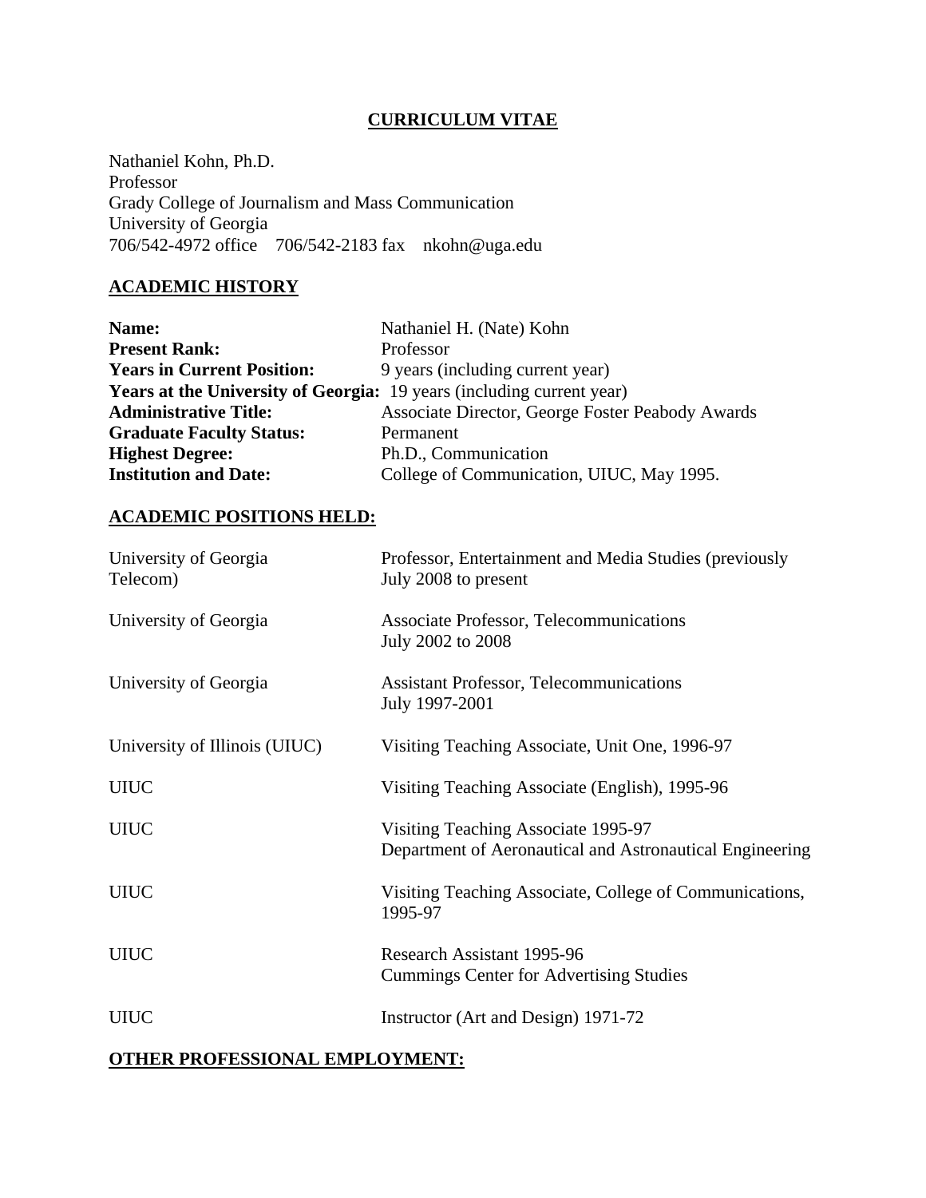# CURRICULUM VITAE

Nathaniel Kohn, Ph.D.
Professor
Grady College of Journalism and Mass Communication
University of Georgia
706/542-4972 office 706/542-2183 fax nkohn@uga.edu

## ACADEMIC HISTORY

| | |
|---|---|
| **Name:** | Nathaniel H. (Nate) Kohn |
| **Present Rank:** | Professor |
| **Years in Current Position:** | 9 years (including current year) |
| **Years at the University of Georgia:** | 19 years (including current year) |
| **Administrative Title:** | Associate Director, George Foster Peabody Awards |
| **Graduate Faculty Status:** | Permanent |
| **Highest Degree:** | Ph.D., Communication |
| **Institution and Date:** | College of Communication, UIUC, May 1995. |

## ACADEMIC POSITIONS HELD:

| | |
|---|---|
| University of Georgia | Professor, Entertainment and Media Studies (previously Telecom) July 2008 to present |
| University of Georgia | Associate Professor, Telecommunications July 2002 to 2008 |
| University of Georgia | Assistant Professor, Telecommunications July 1997-2001 |
| University of Illinois (UIUC) | Visiting Teaching Associate, Unit One, 1996-97 |
| UIUC | Visiting Teaching Associate (English), 1995-96 |
| UIUC | Visiting Teaching Associate 1995-97 Department of Aeronautical and Astronautical Engineering |
| UIUC | Visiting Teaching Associate, College of Communications, 1995-97 |
| UIUC | Research Assistant 1995-96 Cummings Center for Advertising Studies |
| UIUC | Instructor (Art and Design) 1971-72 |

## OTHER PROFESSIONAL EMPLOYMENT: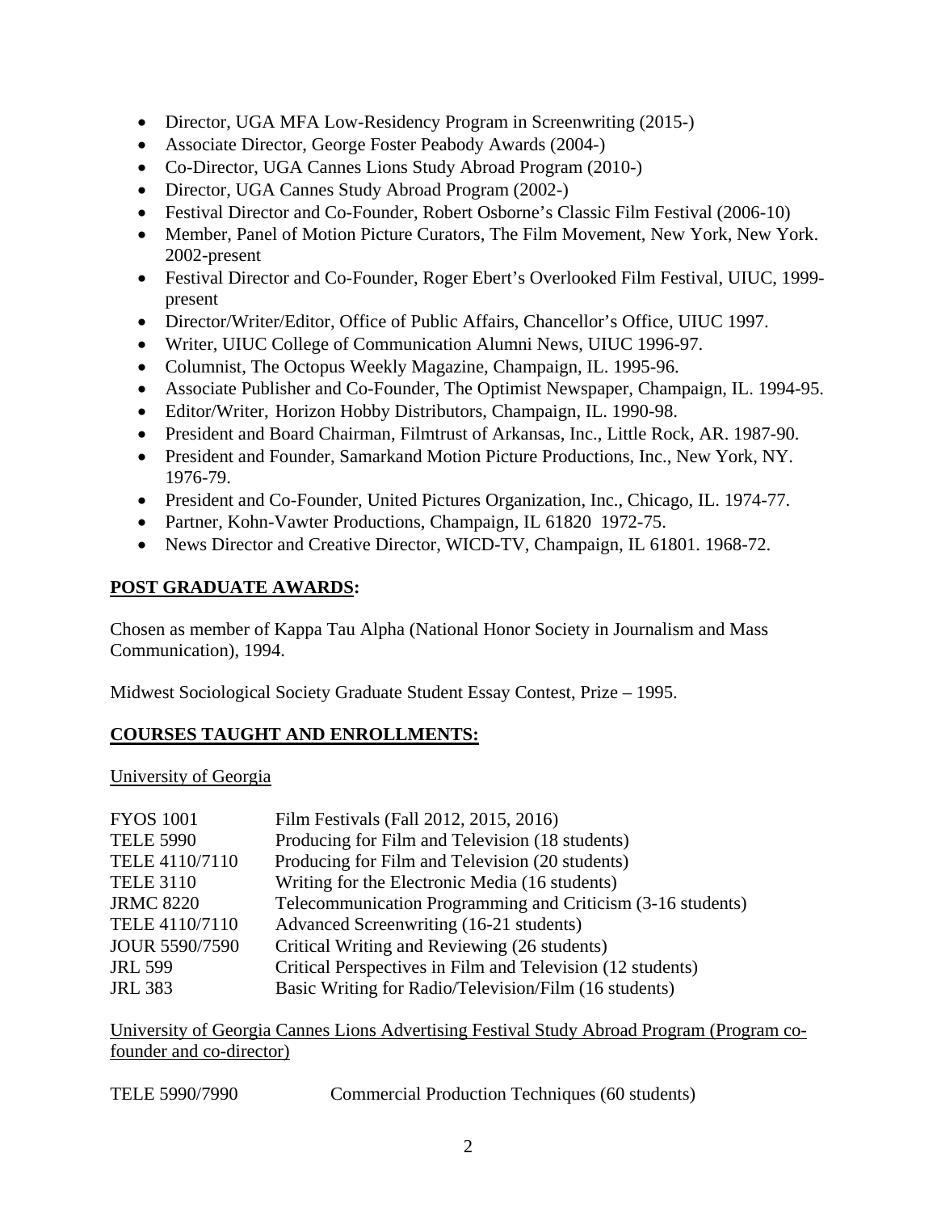- Director, UGA MFA Low-Residency Program in Screenwriting (2015-)
- Associate Director, George Foster Peabody Awards (2004-)
- Co-Director, UGA Cannes Lions Study Abroad Program (2010-)
- Director, UGA Cannes Study Abroad Program (2002-)
- Festival Director and Co-Founder, Robert Osborne's Classic Film Festival (2006-10)
- Member, Panel of Motion Picture Curators, The Film Movement, New York, New York. 2002-present
- Festival Director and Co-Founder, Roger Ebert's Overlooked Film Festival, UIUC, 1999-present
- Director/Writer/Editor, Office of Public Affairs, Chancellor's Office, UIUC 1997.
- Writer, UIUC College of Communication Alumni News, UIUC 1996-97.
- Columnist, The Octopus Weekly Magazine, Champaign, IL. 1995-96.
- Associate Publisher and Co-Founder, The Optimist Newspaper, Champaign, IL. 1994-95.
- Editor/Writer, Horizon Hobby Distributors, Champaign, IL. 1990-98.
- President and Board Chairman, Filmtrust of Arkansas, Inc., Little Rock, AR. 1987-90.
- President and Founder, Samarkand Motion Picture Productions, Inc., New York, NY. 1976-79.
- President and Co-Founder, United Pictures Organization, Inc., Chicago, IL. 1974-77.
- Partner, Kohn-Vawter Productions, Champaign, IL 61820 1972-75.
- News Director and Creative Director, WICD-TV, Champaign, IL 61801. 1968-72.

## POST GRADUATE AWARDS:

Chosen as member of Kappa Tau Alpha (National Honor Society in Journalism and Mass Communication), 1994.

Midwest Sociological Society Graduate Student Essay Contest, Prize – 1995.

## COURSES TAUGHT AND ENROLLMENTS:

University of Georgia

| | |
|---|---|
| FYOS 1001 | Film Festivals (Fall 2012, 2015, 2016) |
| TELE 5990 | Producing for Film and Television (18 students) |
| TELE 4110/7110 | Producing for Film and Television (20 students) |
| TELE 3110 | Writing for the Electronic Media (16 students) |
| JRMC 8220 | Telecommunication Programming and Criticism (3-16 students) |
| TELE 4110/7110 | Advanced Screenwriting (16-21 students) |
| JOUR 5590/7590 | Critical Writing and Reviewing (26 students) |
| JRL 599 | Critical Perspectives in Film and Television (12 students) |
| JRL 383 | Basic Writing for Radio/Television/Film (16 students) |

University of Georgia Cannes Lions Advertising Festival Study Abroad Program (Program co-founder and co-director)

| | |
|---|---|
| TELE 5990/7990 | Commercial Production Techniques (60 students) |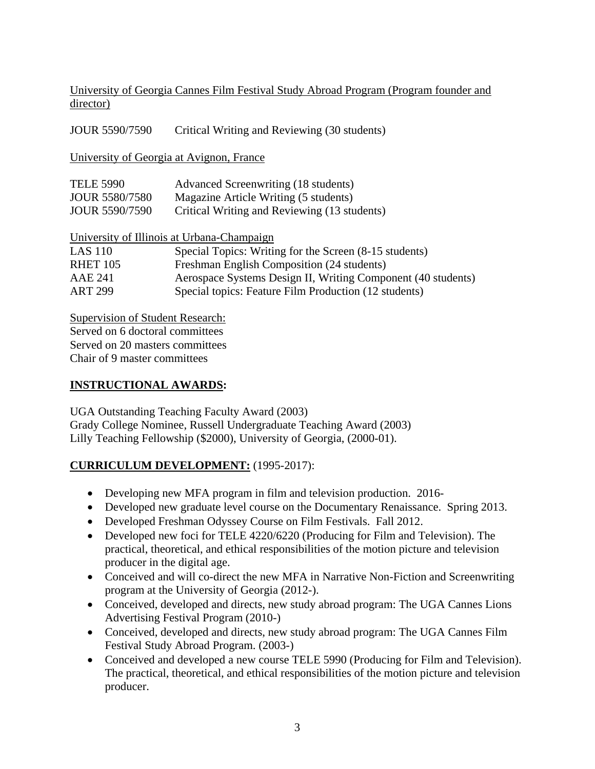<u>University of Georgia Cannes Film Festival Study Abroad Program (Program founder and director)</u>

| | |
|---|---|
| JOUR 5590/7590 | Critical Writing and Reviewing (30 students) |

<u>University of Georgia at Avignon, France</u>

| | |
|---|---|
| TELE 5990 | Advanced Screenwriting (18 students) |
| JOUR 5580/7580 | Magazine Article Writing (5 students) |
| JOUR 5590/7590 | Critical Writing and Reviewing (13 students) |

<u>University of Illinois at Urbana-Champaign</u>

| | |
|---|---|
| LAS 110 | Special Topics: Writing for the Screen (8-15 students) |
| RHET 105 | Freshman English Composition (24 students) |
| AAE 241 | Aerospace Systems Design II, Writing Component (40 students) |
| ART 299 | Special topics: Feature Film Production (12 students) |

<u>Supervision of Student Research:</u>
Served on 6 doctoral committees
Served on 20 masters committees
Chair of 9 master committees

## <u>INSTRUCTIONAL AWARDS</u>:

UGA Outstanding Teaching Faculty Award (2003)
Grady College Nominee, Russell Undergraduate Teaching Award (2003)
Lilly Teaching Fellowship ($2000), University of Georgia, (2000-01).

## <u>CURRICULUM DEVELOPMENT:</u> (1995-2017):

- Developing new MFA program in film and television production. 2016-
- Developed new graduate level course on the Documentary Renaissance. Spring 2013.
- Developed Freshman Odyssey Course on Film Festivals. Fall 2012.
- Developed new foci for TELE 4220/6220 (Producing for Film and Television). The practical, theoretical, and ethical responsibilities of the motion picture and television producer in the digital age.
- Conceived and will co-direct the new MFA in Narrative Non-Fiction and Screenwriting program at the University of Georgia (2012-).
- Conceived, developed and directs, new study abroad program: The UGA Cannes Lions Advertising Festival Program (2010-)
- Conceived, developed and directs, new study abroad program: The UGA Cannes Film Festival Study Abroad Program. (2003-)
- Conceived and developed a new course TELE 5990 (Producing for Film and Television). The practical, theoretical, and ethical responsibilities of the motion picture and television producer.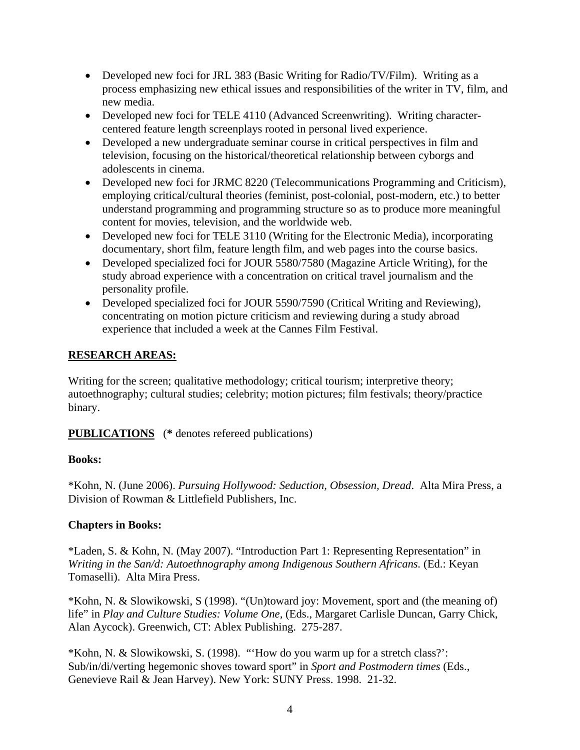- Developed new foci for JRL 383 (Basic Writing for Radio/TV/Film). Writing as a process emphasizing new ethical issues and responsibilities of the writer in TV, film, and new media.
- Developed new foci for TELE 4110 (Advanced Screenwriting). Writing character-centered feature length screenplays rooted in personal lived experience.
- Developed a new undergraduate seminar course in critical perspectives in film and television, focusing on the historical/theoretical relationship between cyborgs and adolescents in cinema.
- Developed new foci for JRMC 8220 (Telecommunications Programming and Criticism), employing critical/cultural theories (feminist, post-colonial, post-modern, etc.) to better understand programming and programming structure so as to produce more meaningful content for movies, television, and the worldwide web.
- Developed new foci for TELE 3110 (Writing for the Electronic Media), incorporating documentary, short film, feature length film, and web pages into the course basics.
- Developed specialized foci for JOUR 5580/7580 (Magazine Article Writing), for the study abroad experience with a concentration on critical travel journalism and the personality profile.
- Developed specialized foci for JOUR 5590/7590 (Critical Writing and Reviewing), concentrating on motion picture criticism and reviewing during a study abroad experience that included a week at the Cannes Film Festival.

## RESEARCH AREAS:

Writing for the screen; qualitative methodology; critical tourism; interpretive theory; autoethnography; cultural studies; celebrity; motion pictures; film festivals; theory/practice binary.

## PUBLICATIONS (**\*** denotes refereed publications)

**Books:**

*Kohn, N. (June 2006). *Pursuing Hollywood: Seduction, Obsession, Dread*. Alta Mira Press, a Division of Rowman & Littlefield Publishers, Inc.

**Chapters in Books:**

*Laden, S. & Kohn, N. (May 2007). "Introduction Part 1: Representing Representation" in *Writing in the San/d: Autoethnography among Indigenous Southern Africans.* (Ed.: Keyan Tomaselli). Alta Mira Press.

*Kohn, N. & Slowikowski, S (1998). "(Un)toward joy: Movement, sport and (the meaning of) life" in *Play and Culture Studies: Volume One*, (Eds., Margaret Carlisle Duncan, Garry Chick, Alan Aycock). Greenwich, CT: Ablex Publishing. 275-287.

*Kohn, N. & Slowikowski, S. (1998). "'How do you warm up for a stretch class?': Sub/in/di/verting hegemonic shoves toward sport" in *Sport and Postmodern times* (Eds., Genevieve Rail & Jean Harvey). New York: SUNY Press. 1998. 21-32.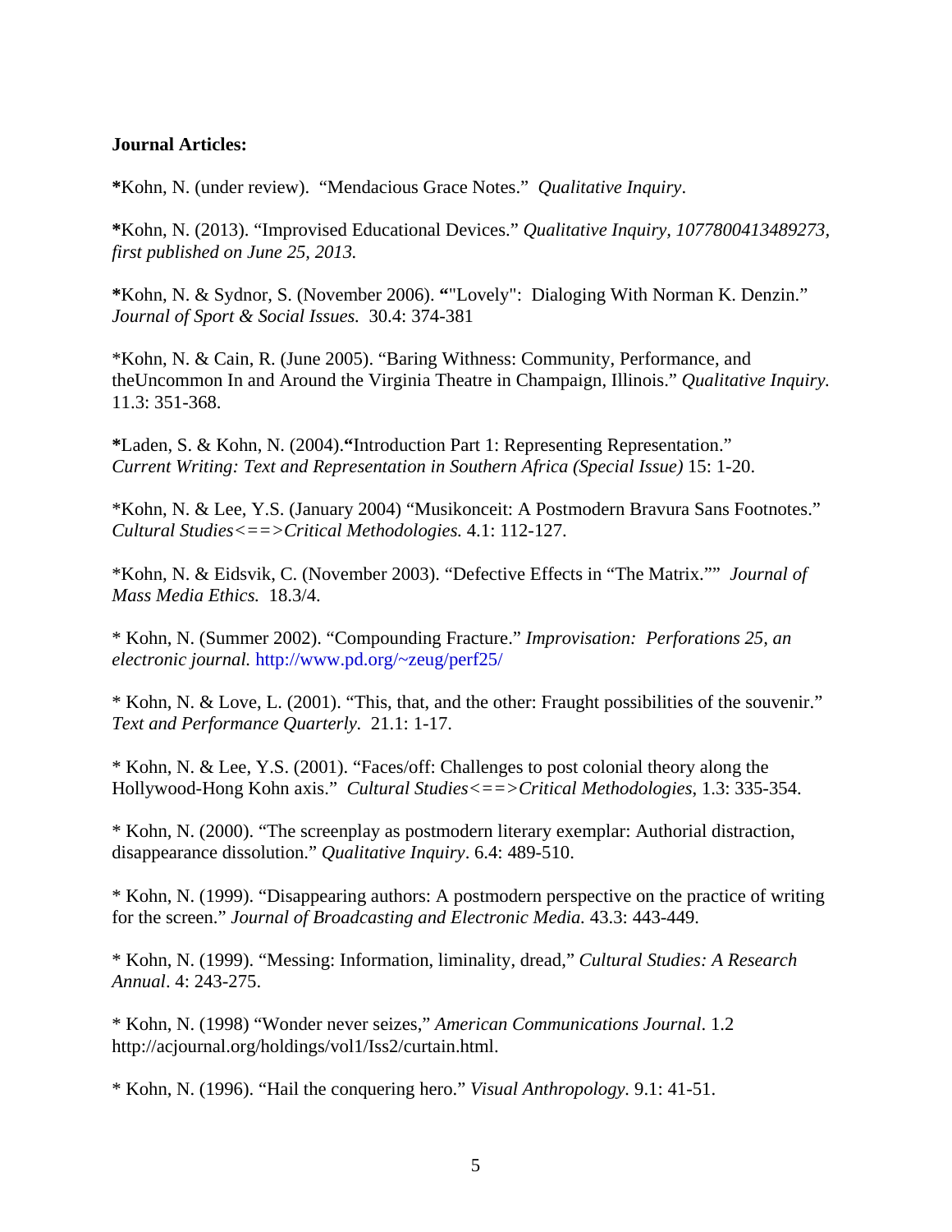**Journal Articles:**

**\***Kohn, N. (under review). "Mendacious Grace Notes." *Qualitative Inquiry*.

**\***Kohn, N. (2013). "Improvised Educational Devices." *Qualitative Inquiry, 1077800413489273, first published on June 25, 2013.*

**\***Kohn, N. & Sydnor, S. (November 2006). **"**"Lovely": Dialoging With Norman K. Denzin." *Journal of Sport & Social Issues.* 30.4: 374-381

\*Kohn, N. & Cain, R. (June 2005). "Baring Withness: Community, Performance, and theUncommon In and Around the Virginia Theatre in Champaign, Illinois." *Qualitative Inquiry.* 11.3: 351-368.

**\***Laden, S. & Kohn, N. (2004).**"**Introduction Part 1: Representing Representation." *Current Writing: Text and Representation in Southern Africa (Special Issue)* 15: 1-20.

\*Kohn, N. & Lee, Y.S. (January 2004) "Musikonceit: A Postmodern Bravura Sans Footnotes." *Cultural Studies<==>Critical Methodologies.* 4.1: 112-127.

\*Kohn, N. & Eidsvik, C. (November 2003). "Defective Effects in "The Matrix."" *Journal of Mass Media Ethics.* 18.3/4.

\* Kohn, N. (Summer 2002). "Compounding Fracture." *Improvisation: Perforations 25, an electronic journal.* http://www.pd.org/~zeug/perf25/

\* Kohn, N. & Love, L. (2001). "This, that, and the other: Fraught possibilities of the souvenir." *Text and Performance Quarterly.* 21.1: 1-17.

\* Kohn, N. & Lee, Y.S. (2001). "Faces/off: Challenges to post colonial theory along the Hollywood-Hong Kohn axis." *Cultural Studies<==>Critical Methodologies*, 1.3: 335-354.

\* Kohn, N. (2000). "The screenplay as postmodern literary exemplar: Authorial distraction, disappearance dissolution." *Qualitative Inquiry*. 6.4: 489-510.

\* Kohn, N. (1999). "Disappearing authors: A postmodern perspective on the practice of writing for the screen." *Journal of Broadcasting and Electronic Media.* 43.3: 443-449.

\* Kohn, N. (1999). "Messing: Information, liminality, dread," *Cultural Studies: A Research Annual*. 4: 243-275.

\* Kohn, N. (1998) "Wonder never seizes," *American Communications Journal*. 1.2 http://acjournal.org/holdings/vol1/Iss2/curtain.html.

\* Kohn, N. (1996). "Hail the conquering hero." *Visual Anthropology*. 9.1: 41-51.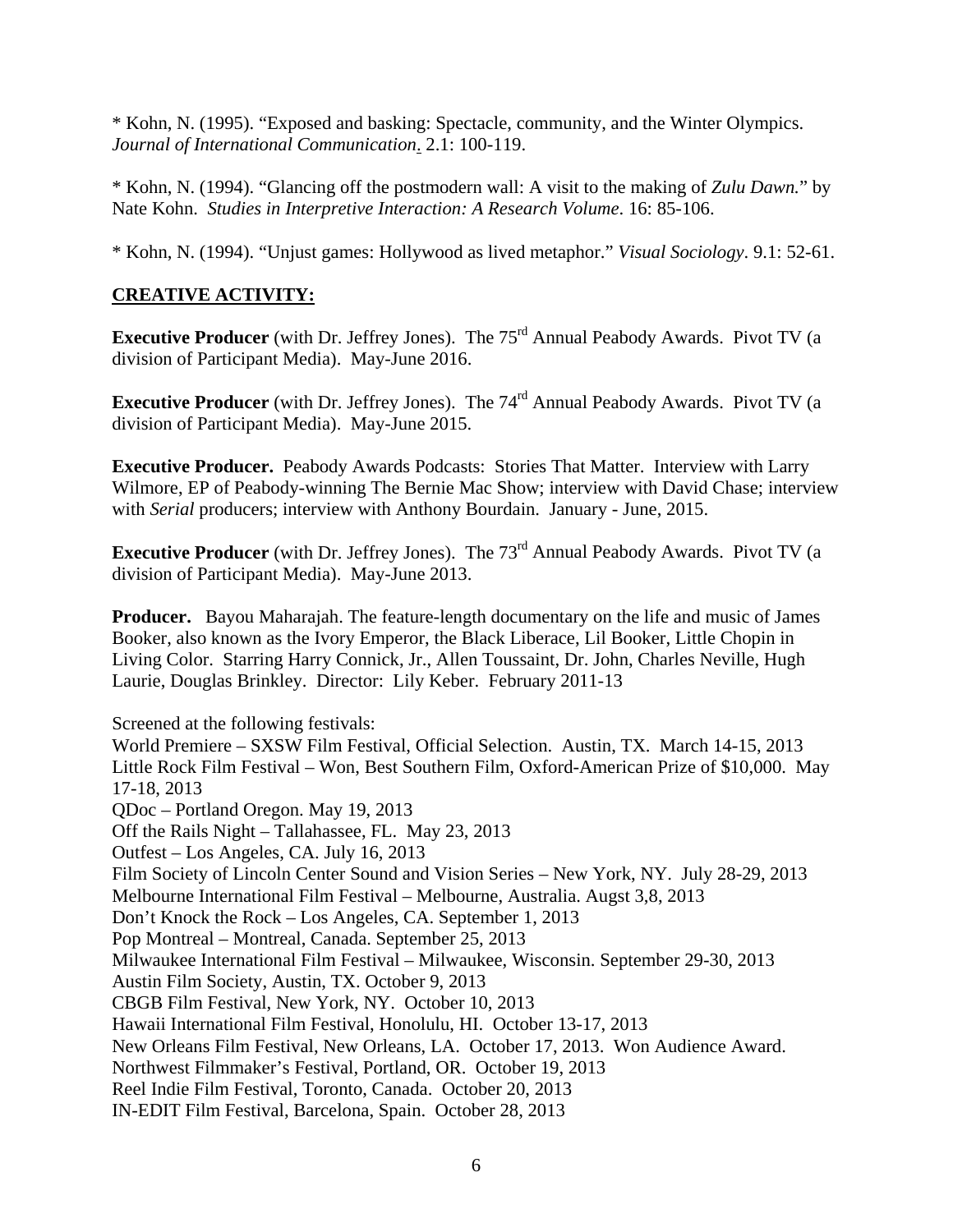* Kohn, N. (1995). "Exposed and basking: Spectacle, community, and the Winter Olympics. *Journal of International Communication*. 2.1: 100-119.

* Kohn, N. (1994). "Glancing off the postmodern wall: A visit to the making of *Zulu Dawn*." by Nate Kohn. *Studies in Interpretive Interaction: A Research Volume*. 16: 85-106.

* Kohn, N. (1994). "Unjust games: Hollywood as lived metaphor." *Visual Sociology*. 9.1: 52-61.

## CREATIVE ACTIVITY:

**Executive Producer** (with Dr. Jeffrey Jones). The 75rd Annual Peabody Awards. Pivot TV (a division of Participant Media). May-June 2016.

**Executive Producer** (with Dr. Jeffrey Jones). The 74rd Annual Peabody Awards. Pivot TV (a division of Participant Media). May-June 2015.

**Executive Producer.** Peabody Awards Podcasts: Stories That Matter. Interview with Larry Wilmore, EP of Peabody-winning The Bernie Mac Show; interview with David Chase; interview with *Serial* producers; interview with Anthony Bourdain. January - June, 2015.

**Executive Producer** (with Dr. Jeffrey Jones). The 73rd Annual Peabody Awards. Pivot TV (a division of Participant Media). May-June 2013.

**Producer.** Bayou Maharajah. The feature-length documentary on the life and music of James Booker, also known as the Ivory Emperor, the Black Liberace, Lil Booker, Little Chopin in Living Color. Starring Harry Connick, Jr., Allen Toussaint, Dr. John, Charles Neville, Hugh Laurie, Douglas Brinkley. Director: Lily Keber. February 2011-13

Screened at the following festivals:
World Premiere – SXSW Film Festival, Official Selection. Austin, TX. March 14-15, 2013
Little Rock Film Festival – Won, Best Southern Film, Oxford-American Prize of $10,000. May 17-18, 2013
QDoc – Portland Oregon. May 19, 2013
Off the Rails Night – Tallahassee, FL. May 23, 2013
Outfest – Los Angeles, CA. July 16, 2013
Film Society of Lincoln Center Sound and Vision Series – New York, NY. July 28-29, 2013
Melbourne International Film Festival – Melbourne, Australia. Augst 3,8, 2013
Don't Knock the Rock – Los Angeles, CA. September 1, 2013
Pop Montreal – Montreal, Canada. September 25, 2013
Milwaukee International Film Festival – Milwaukee, Wisconsin. September 29-30, 2013
Austin Film Society, Austin, TX. October 9, 2013
CBGB Film Festival, New York, NY. October 10, 2013
Hawaii International Film Festival, Honolulu, HI. October 13-17, 2013
New Orleans Film Festival, New Orleans, LA. October 17, 2013. Won Audience Award.
Northwest Filmmaker's Festival, Portland, OR. October 19, 2013
Reel Indie Film Festival, Toronto, Canada. October 20, 2013
IN-EDIT Film Festival, Barcelona, Spain. October 28, 2013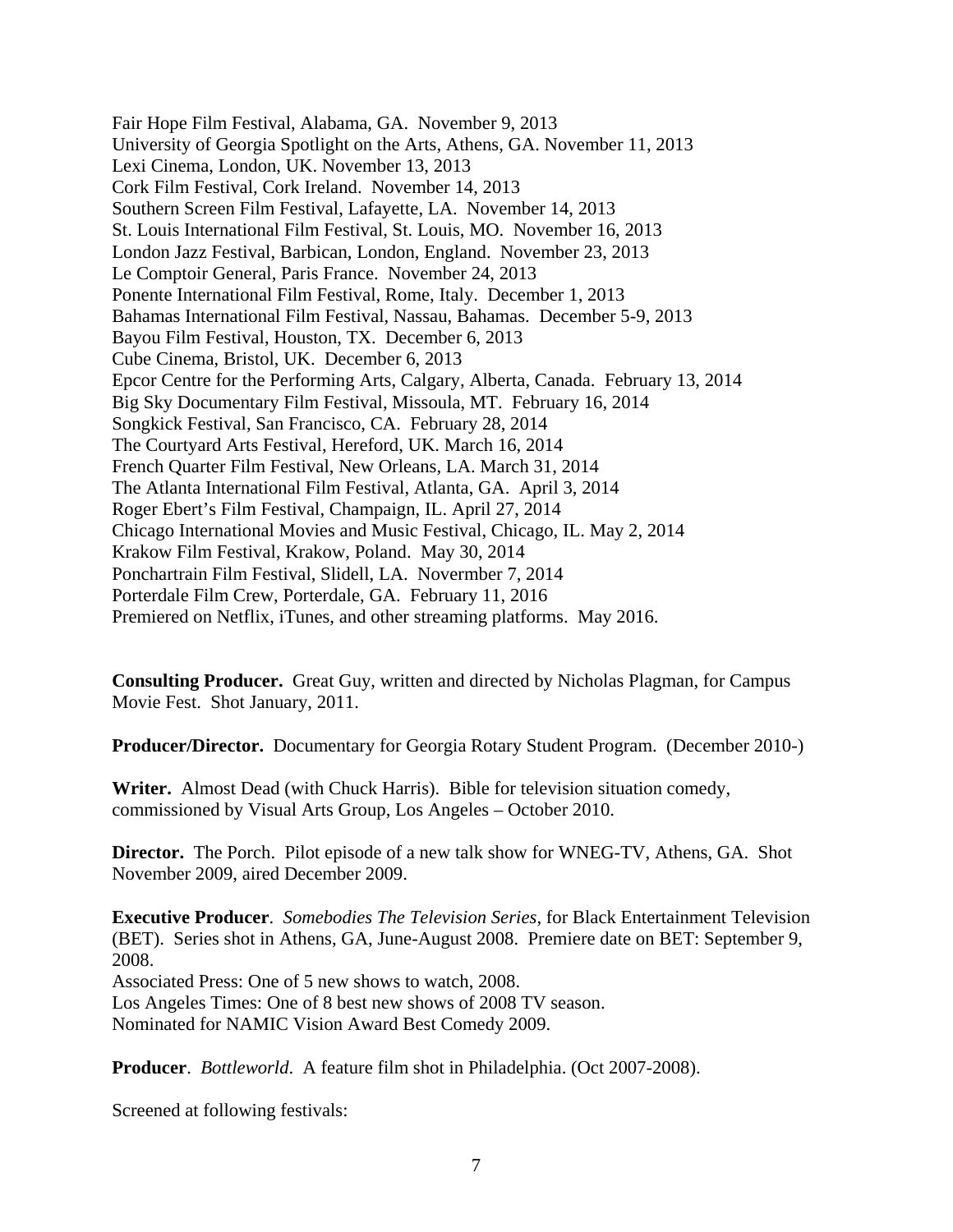Fair Hope Film Festival, Alabama, GA. November 9, 2013
University of Georgia Spotlight on the Arts, Athens, GA. November 11, 2013
Lexi Cinema, London, UK. November 13, 2013
Cork Film Festival, Cork Ireland. November 14, 2013
Southern Screen Film Festival, Lafayette, LA. November 14, 2013
St. Louis International Film Festival, St. Louis, MO. November 16, 2013
London Jazz Festival, Barbican, London, England. November 23, 2013
Le Comptoir General, Paris France. November 24, 2013
Ponente International Film Festival, Rome, Italy. December 1, 2013
Bahamas International Film Festival, Nassau, Bahamas. December 5-9, 2013
Bayou Film Festival, Houston, TX. December 6, 2013
Cube Cinema, Bristol, UK. December 6, 2013
Epcor Centre for the Performing Arts, Calgary, Alberta, Canada. February 13, 2014
Big Sky Documentary Film Festival, Missoula, MT. February 16, 2014
Songkick Festival, San Francisco, CA. February 28, 2014
The Courtyard Arts Festival, Hereford, UK. March 16, 2014
French Quarter Film Festival, New Orleans, LA. March 31, 2014
The Atlanta International Film Festival, Atlanta, GA. April 3, 2014
Roger Ebert's Film Festival, Champaign, IL. April 27, 2014
Chicago International Movies and Music Festival, Chicago, IL. May 2, 2014
Krakow Film Festival, Krakow, Poland. May 30, 2014
Ponchartrain Film Festival, Slidell, LA. Novermber 7, 2014
Porterdale Film Crew, Porterdale, GA. February 11, 2016
Premiered on Netflix, iTunes, and other streaming platforms. May 2016.

**Consulting Producer.** Great Guy, written and directed by Nicholas Plagman, for Campus Movie Fest. Shot January, 2011.

**Producer/Director.** Documentary for Georgia Rotary Student Program. (December 2010-)

**Writer.** Almost Dead (with Chuck Harris). Bible for television situation comedy, commissioned by Visual Arts Group, Los Angeles – October 2010.

**Director.** The Porch. Pilot episode of a new talk show for WNEG-TV, Athens, GA. Shot November 2009, aired December 2009.

**Executive Producer**. *Somebodies The Television Series*, for Black Entertainment Television (BET). Series shot in Athens, GA, June-August 2008. Premiere date on BET: September 9, 2008.
Associated Press: One of 5 new shows to watch, 2008.
Los Angeles Times: One of 8 best new shows of 2008 TV season.
Nominated for NAMIC Vision Award Best Comedy 2009.

**Producer**. *Bottleworld*. A feature film shot in Philadelphia. (Oct 2007-2008).

Screened at following festivals: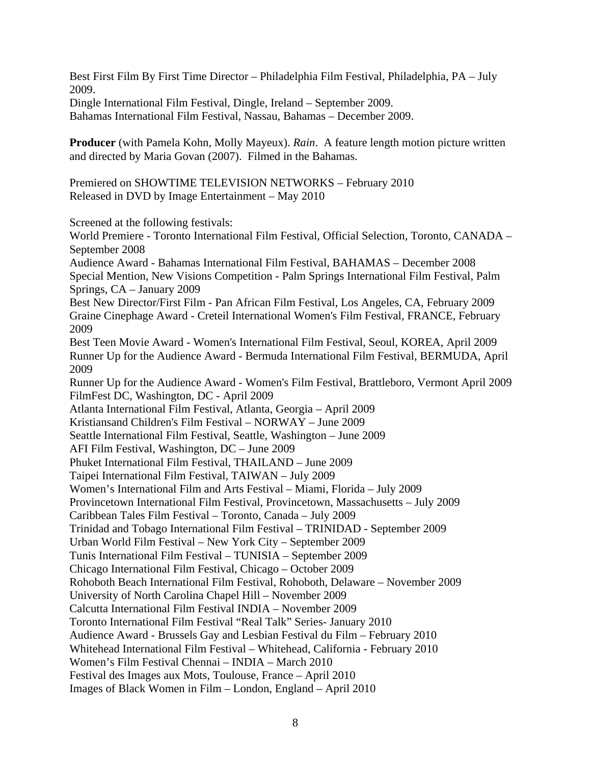Best First Film By First Time Director – Philadelphia Film Festival, Philadelphia, PA – July 2009.
Dingle International Film Festival, Dingle, Ireland – September 2009.
Bahamas International Film Festival, Nassau, Bahamas – December 2009.

**Producer** (with Pamela Kohn, Molly Mayeux). *Rain*. A feature length motion picture written and directed by Maria Govan (2007). Filmed in the Bahamas.

Premiered on SHOWTIME TELEVISION NETWORKS – February 2010
Released in DVD by Image Entertainment – May 2010

Screened at the following festivals:
World Premiere - Toronto International Film Festival, Official Selection, Toronto, CANADA – September 2008
Audience Award - Bahamas International Film Festival, BAHAMAS – December 2008
Special Mention, New Visions Competition - Palm Springs International Film Festival, Palm Springs, CA – January 2009
Best New Director/First Film - Pan African Film Festival, Los Angeles, CA, February 2009
Graine Cinephage Award - Creteil International Women's Film Festival, FRANCE, February 2009
Best Teen Movie Award - Women's International Film Festival, Seoul, KOREA, April 2009
Runner Up for the Audience Award - Bermuda International Film Festival, BERMUDA, April 2009
Runner Up for the Audience Award - Women's Film Festival, Brattleboro, Vermont April 2009
FilmFest DC, Washington, DC - April 2009
Atlanta International Film Festival, Atlanta, Georgia – April 2009
Kristiansand Children's Film Festival – NORWAY – June 2009
Seattle International Film Festival, Seattle, Washington – June 2009
AFI Film Festival, Washington, DC – June 2009
Phuket International Film Festival, THAILAND – June 2009
Taipei International Film Festival, TAIWAN – July 2009
Women's International Film and Arts Festival – Miami, Florida – July 2009
Provincetown International Film Festival, Provincetown, Massachusetts – July 2009
Caribbean Tales Film Festival – Toronto, Canada – July 2009
Trinidad and Tobago International Film Festival – TRINIDAD - September 2009
Urban World Film Festival – New York City – September 2009
Tunis International Film Festival – TUNISIA – September 2009
Chicago International Film Festival, Chicago – October 2009
Rohoboth Beach International Film Festival, Rohoboth, Delaware – November 2009
University of North Carolina Chapel Hill – November 2009
Calcutta International Film Festival INDIA – November 2009
Toronto International Film Festival "Real Talk" Series- January 2010
Audience Award - Brussels Gay and Lesbian Festival du Film – February 2010
Whitehead International Film Festival – Whitehead, California - February 2010
Women's Film Festival Chennai – INDIA – March 2010
Festival des Images aux Mots, Toulouse, France – April 2010
Images of Black Women in Film – London, England – April 2010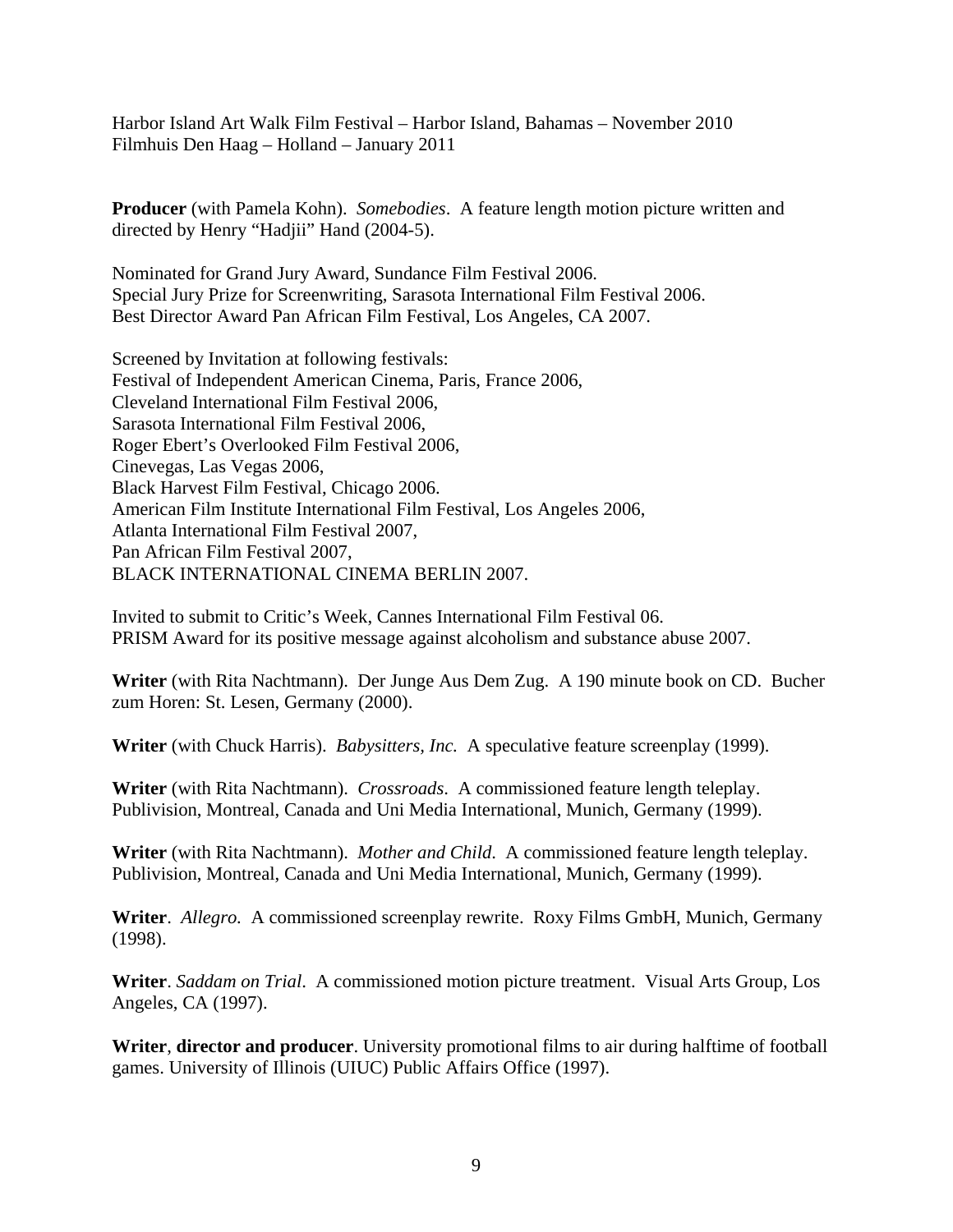Harbor Island Art Walk Film Festival – Harbor Island, Bahamas – November 2010
Filmhuis Den Haag – Holland – January 2011

**Producer** (with Pamela Kohn). *Somebodies*. A feature length motion picture written and directed by Henry "Hadjii" Hand (2004-5).

Nominated for Grand Jury Award, Sundance Film Festival 2006.
Special Jury Prize for Screenwriting, Sarasota International Film Festival 2006.
Best Director Award Pan African Film Festival, Los Angeles, CA 2007.

Screened by Invitation at following festivals:
Festival of Independent American Cinema, Paris, France 2006,
Cleveland International Film Festival 2006,
Sarasota International Film Festival 2006,
Roger Ebert's Overlooked Film Festival 2006,
Cinevegas, Las Vegas 2006,
Black Harvest Film Festival, Chicago 2006.
American Film Institute International Film Festival, Los Angeles 2006,
Atlanta International Film Festival 2007,
Pan African Film Festival 2007,
BLACK INTERNATIONAL CINEMA BERLIN 2007.

Invited to submit to Critic's Week, Cannes International Film Festival 06.
PRISM Award for its positive message against alcoholism and substance abuse 2007.

**Writer** (with Rita Nachtmann). Der Junge Aus Dem Zug. A 190 minute book on CD. Bucher zum Horen: St. Lesen, Germany (2000).

**Writer** (with Chuck Harris). *Babysitters, Inc.* A speculative feature screenplay (1999).

**Writer** (with Rita Nachtmann). *Crossroads*. A commissioned feature length teleplay. Publivision, Montreal, Canada and Uni Media International, Munich, Germany (1999).

**Writer** (with Rita Nachtmann). *Mother and Child*. A commissioned feature length teleplay. Publivision, Montreal, Canada and Uni Media International, Munich, Germany (1999).

**Writer**. *Allegro.* A commissioned screenplay rewrite. Roxy Films GmbH, Munich, Germany (1998).

**Writer**. *Saddam on Trial*. A commissioned motion picture treatment. Visual Arts Group, Los Angeles, CA (1997).

**Writer**, **director and producer**. University promotional films to air during halftime of football games. University of Illinois (UIUC) Public Affairs Office (1997).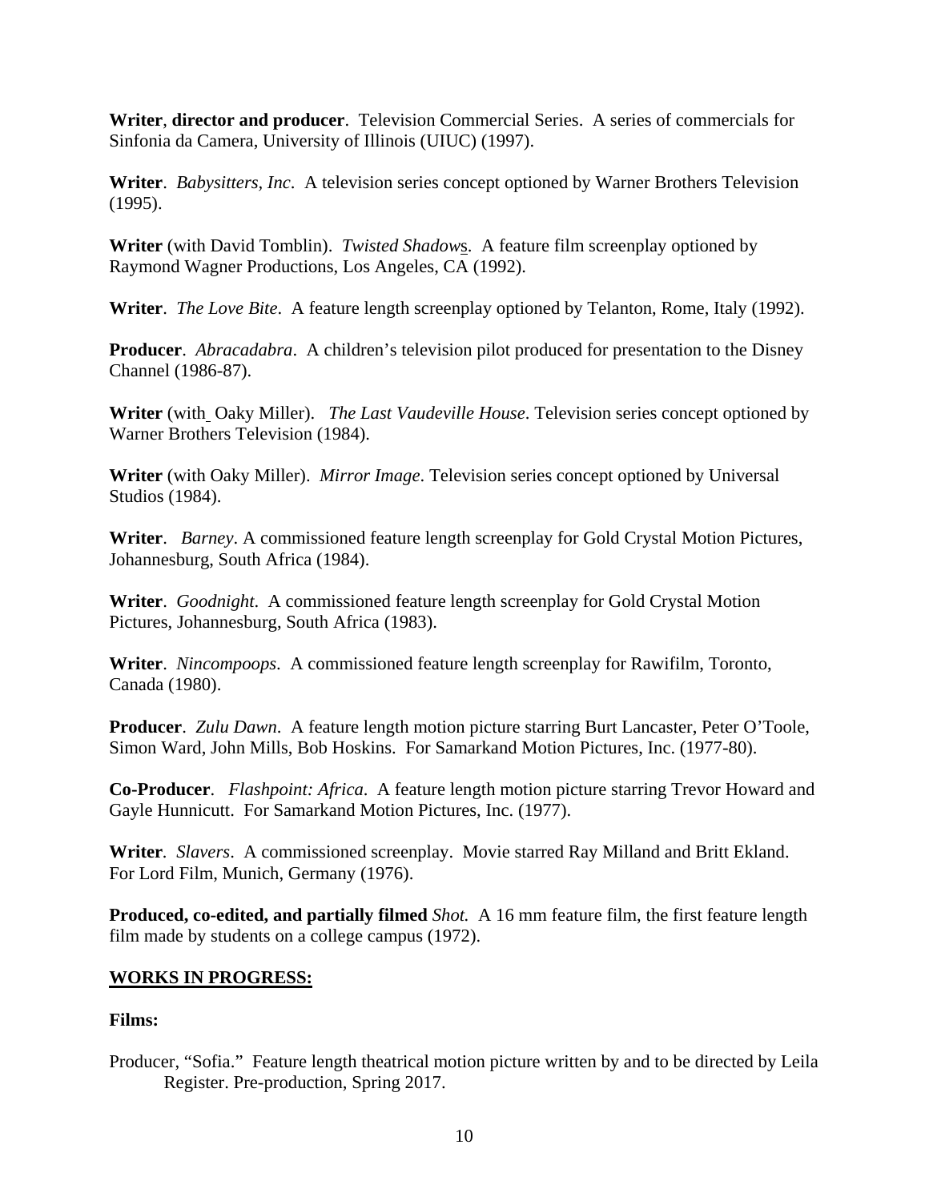**Writer**, **director and producer**. Television Commercial Series. A series of commercials for Sinfonia da Camera, University of Illinois (UIUC) (1997).

**Writer**. *Babysitters, Inc*. A television series concept optioned by Warner Brothers Television (1995).

**Writer** (with David Tomblin). *Twisted Shadows*. A feature film screenplay optioned by Raymond Wagner Productions, Los Angeles, CA (1992).

**Writer**. *The Love Bite*. A feature length screenplay optioned by Telanton, Rome, Italy (1992).

**Producer**. *Abracadabra*. A children's television pilot produced for presentation to the Disney Channel (1986-87).

**Writer** (with Oaky Miller). *The Last Vaudeville House*. Television series concept optioned by Warner Brothers Television (1984).

**Writer** (with Oaky Miller). *Mirror Image*. Television series concept optioned by Universal Studios (1984).

**Writer**. *Barney*. A commissioned feature length screenplay for Gold Crystal Motion Pictures, Johannesburg, South Africa (1984).

**Writer**. *Goodnight*. A commissioned feature length screenplay for Gold Crystal Motion Pictures, Johannesburg, South Africa (1983).

**Writer**. *Nincompoops*. A commissioned feature length screenplay for Rawifilm, Toronto, Canada (1980).

**Producer**. *Zulu Dawn*. A feature length motion picture starring Burt Lancaster, Peter O'Toole, Simon Ward, John Mills, Bob Hoskins. For Samarkand Motion Pictures, Inc. (1977-80).

**Co-Producer**. *Flashpoint: Africa*. A feature length motion picture starring Trevor Howard and Gayle Hunnicutt. For Samarkand Motion Pictures, Inc. (1977).

**Writer**. *Slavers*. A commissioned screenplay. Movie starred Ray Milland and Britt Ekland. For Lord Film, Munich, Germany (1976).

**Produced, co-edited, and partially filmed** *Shot.* A 16 mm feature film, the first feature length film made by students on a college campus (1972).

## WORKS IN PROGRESS:

**Films:**

Producer, "Sofia." Feature length theatrical motion picture written by and to be directed by Leila Register. Pre-production, Spring 2017.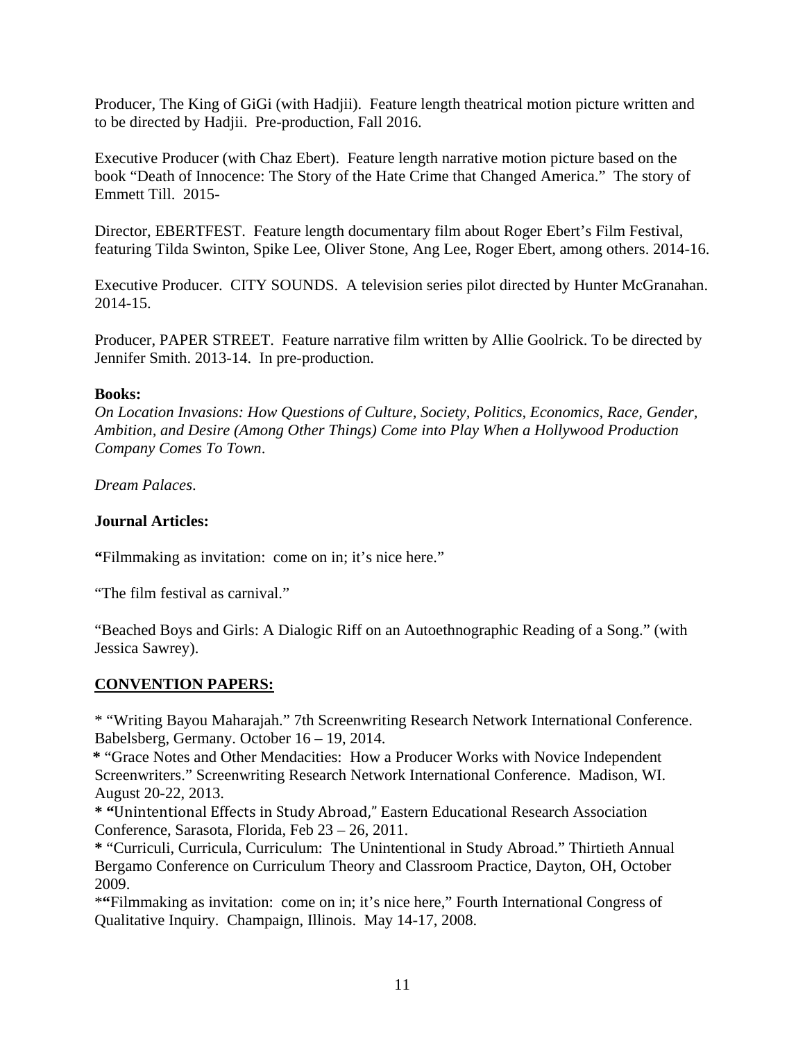Producer, The King of GiGi (with Hadjii). Feature length theatrical motion picture written and to be directed by Hadjii. Pre-production, Fall 2016.

Executive Producer (with Chaz Ebert). Feature length narrative motion picture based on the book "Death of Innocence: The Story of the Hate Crime that Changed America." The story of Emmett Till. 2015-

Director, EBERTFEST. Feature length documentary film about Roger Ebert's Film Festival, featuring Tilda Swinton, Spike Lee, Oliver Stone, Ang Lee, Roger Ebert, among others. 2014-16.

Executive Producer. CITY SOUNDS. A television series pilot directed by Hunter McGranahan. 2014-15.

Producer, PAPER STREET. Feature narrative film written by Allie Goolrick. To be directed by Jennifer Smith. 2013-14. In pre-production.

**Books:**

*On Location Invasions: How Questions of Culture, Society, Politics, Economics, Race, Gender, Ambition, and Desire (Among Other Things) Come into Play When a Hollywood Production Company Comes To Town*.

*Dream Palaces*.

**Journal Articles:**

**"**Filmmaking as invitation: come on in; it's nice here."

"The film festival as carnival."

"Beached Boys and Girls: A Dialogic Riff on an Autoethnographic Reading of a Song." (with Jessica Sawrey).

## CONVENTION PAPERS:

* "Writing Bayou Maharajah." 7th Screenwriting Research Network International Conference. Babelsberg, Germany. October 16 – 19, 2014.

**\*** "Grace Notes and Other Mendacities: How a Producer Works with Novice Independent Screenwriters." Screenwriting Research Network International Conference. Madison, WI. August 20-22, 2013.

**\* "**Unintentional Effects in Study Abroad," Eastern Educational Research Association Conference, Sarasota, Florida, Feb 23 – 26, 2011.

**\*** "Curriculi, Curricula, Curriculum: The Unintentional in Study Abroad." Thirtieth Annual Bergamo Conference on Curriculum Theory and Classroom Practice, Dayton, OH, October 2009.

\***"**Filmmaking as invitation: come on in; it's nice here," Fourth International Congress of Qualitative Inquiry. Champaign, Illinois. May 14-17, 2008.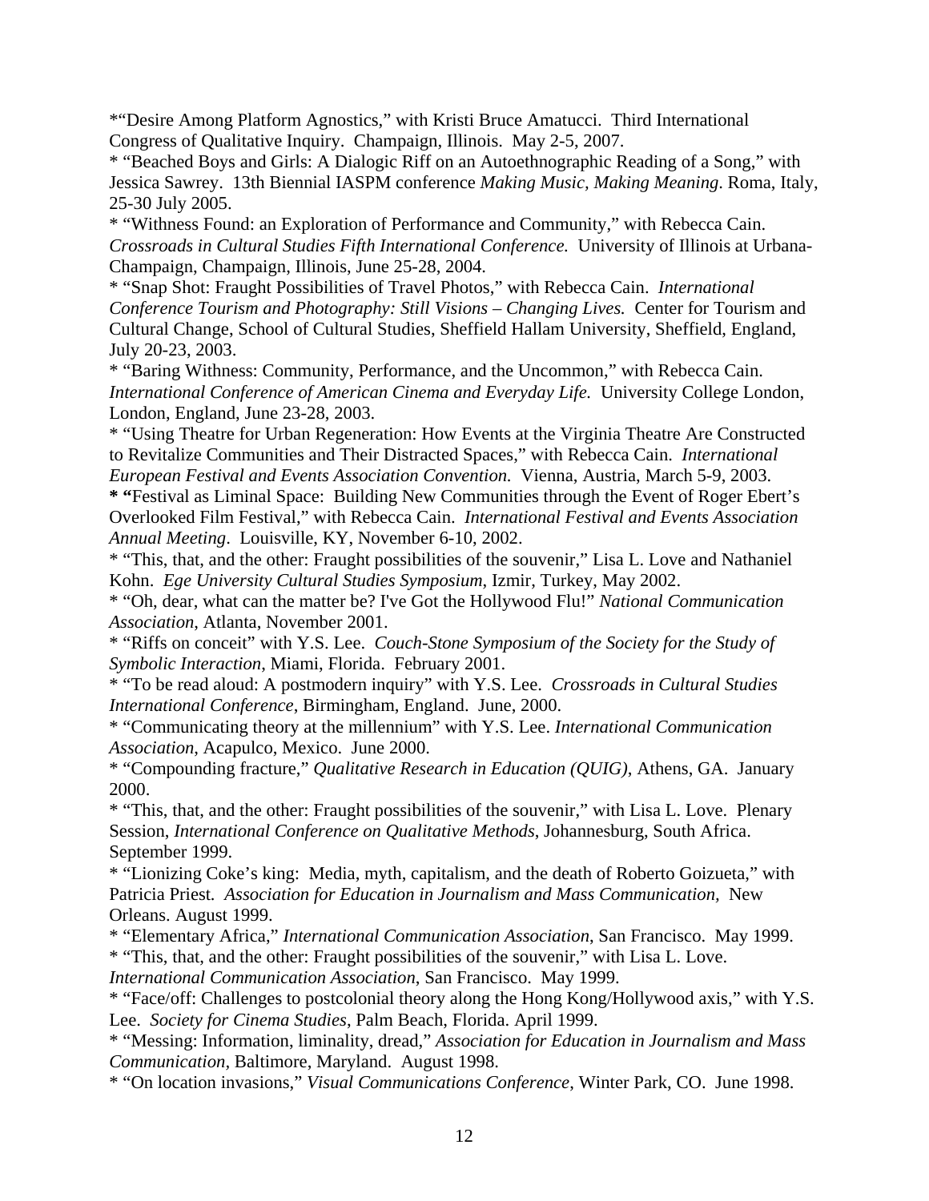*"Desire Among Platform Agnostics," with Kristi Bruce Amatucci. Third International Congress of Qualitative Inquiry. Champaign, Illinois. May 2-5, 2007.

* "Beached Boys and Girls: A Dialogic Riff on an Autoethnographic Reading of a Song," with Jessica Sawrey. 13th Biennial IASPM conference *Making Music, Making Meaning*. Roma, Italy, 25-30 July 2005.

* "Withness Found: an Exploration of Performance and Community," with Rebecca Cain. *Crossroads in Cultural Studies Fifth International Conference.* University of Illinois at Urbana-Champaign, Champaign, Illinois, June 25-28, 2004.

* "Snap Shot: Fraught Possibilities of Travel Photos," with Rebecca Cain. *International Conference Tourism and Photography: Still Visions – Changing Lives.* Center for Tourism and Cultural Change, School of Cultural Studies, Sheffield Hallam University, Sheffield, England, July 20-23, 2003.

* "Baring Withness: Community, Performance, and the Uncommon," with Rebecca Cain. *International Conference of American Cinema and Everyday Life.* University College London, London, England, June 23-28, 2003.

* "Using Theatre for Urban Regeneration: How Events at the Virginia Theatre Are Constructed to Revitalize Communities and Their Distracted Spaces," with Rebecca Cain. *International European Festival and Events Association Convention.* Vienna, Austria, March 5-9, 2003.

*** "**Festival as Liminal Space: Building New Communities through the Event of Roger Ebert's Overlooked Film Festival," with Rebecca Cain. *International Festival and Events Association Annual Meeting*. Louisville, KY, November 6-10, 2002.

* "This, that, and the other: Fraught possibilities of the souvenir," Lisa L. Love and Nathaniel Kohn. *Ege University Cultural Studies Symposium*, Izmir, Turkey, May 2002.

* "Oh, dear, what can the matter be? I've Got the Hollywood Flu!" *National Communication Association*, Atlanta, November 2001.

* "Riffs on conceit" with Y.S. Lee. *Couch-Stone Symposium of the Society for the Study of Symbolic Interaction*, Miami, Florida. February 2001.

* "To be read aloud: A postmodern inquiry" with Y.S. Lee. *Crossroads in Cultural Studies International Conference*, Birmingham, England. June, 2000.

* "Communicating theory at the millennium" with Y.S. Lee. *International Communication Association*, Acapulco, Mexico. June 2000.

* "Compounding fracture," *Qualitative Research in Education (QUIG)*, Athens, GA. January 2000.

* "This, that, and the other: Fraught possibilities of the souvenir," with Lisa L. Love. Plenary Session, *International Conference on Qualitative Methods*, Johannesburg, South Africa. September 1999.

* "Lionizing Coke's king: Media, myth, capitalism, and the death of Roberto Goizueta," with Patricia Priest*. Association for Education in Journalism and Mass Communication,* New Orleans. August 1999.

* "Elementary Africa," *International Communication Association*, San Francisco. May 1999.

* "This, that, and the other: Fraught possibilities of the souvenir," with Lisa L. Love. *International Communication Association*, San Francisco. May 1999.

* "Face/off: Challenges to postcolonial theory along the Hong Kong/Hollywood axis," with Y.S. Lee. *Society for Cinema Studies*, Palm Beach, Florida. April 1999.

* "Messing: Information, liminality, dread," *Association for Education in Journalism and Mass Communication,* Baltimore, Maryland. August 1998.

* "On location invasions," *Visual Communications Conference*, Winter Park, CO. June 1998.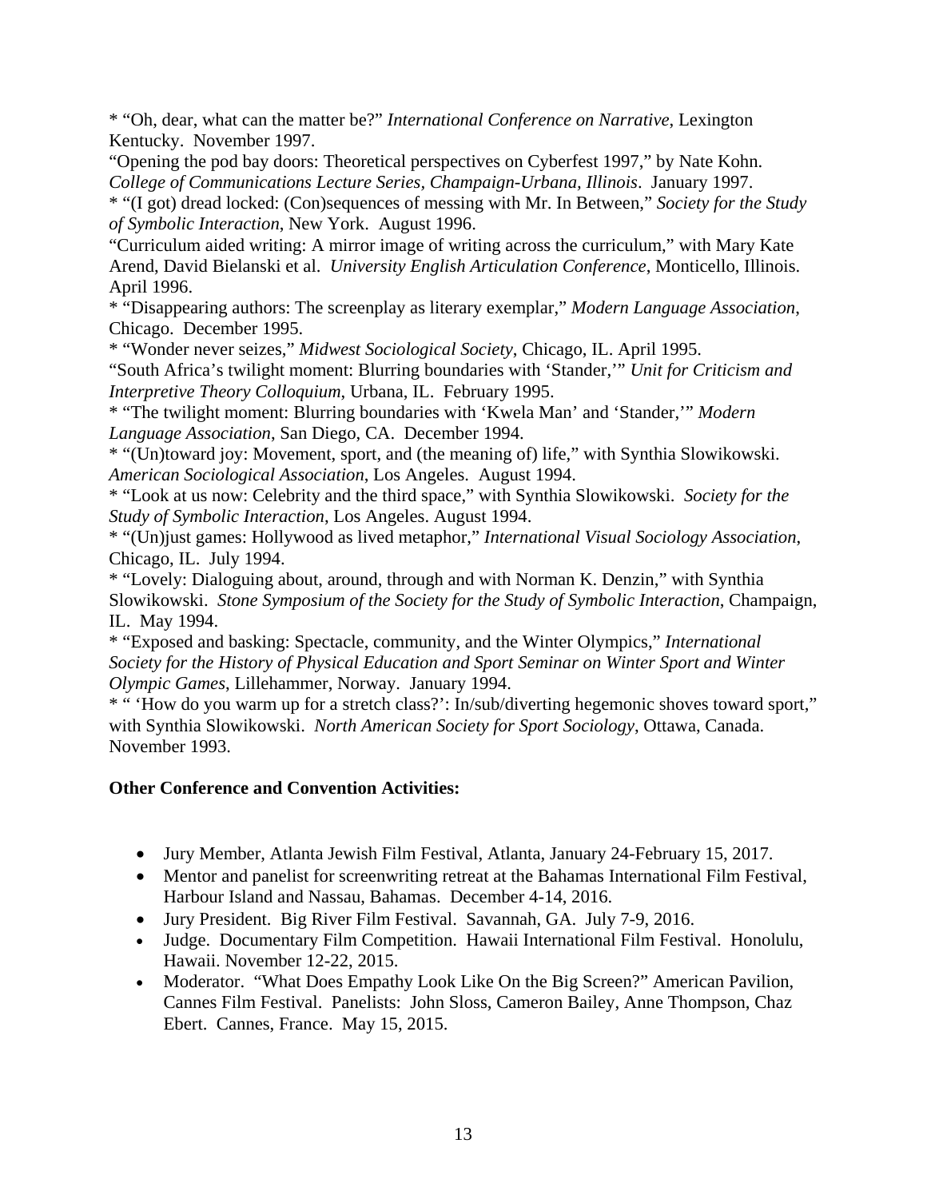* "Oh, dear, what can the matter be?" *International Conference on Narrative*, Lexington Kentucky. November 1997.

"Opening the pod bay doors: Theoretical perspectives on Cyberfest 1997," by Nate Kohn. *College of Communications Lecture Series, Champaign-Urbana, Illinois*. January 1997.

* "(I got) dread locked: (Con)sequences of messing with Mr. In Between," *Society for the Study of Symbolic Interaction*, New York. August 1996.

"Curriculum aided writing: A mirror image of writing across the curriculum," with Mary Kate Arend, David Bielanski et al. *University English Articulation Conference*, Monticello, Illinois. April 1996.

* "Disappearing authors: The screenplay as literary exemplar," *Modern Language Association*, Chicago. December 1995.

* "Wonder never seizes," *Midwest Sociological Society*, Chicago, IL. April 1995.

"South Africa's twilight moment: Blurring boundaries with 'Stander,'" *Unit for Criticism and Interpretive Theory Colloquium*, Urbana, IL. February 1995.

* "The twilight moment: Blurring boundaries with 'Kwela Man' and 'Stander,'" *Modern Language Association*, San Diego, CA. December 1994.

* "(Un)toward joy: Movement, sport, and (the meaning of) life," with Synthia Slowikowski. *American Sociological Association*, Los Angeles. August 1994.

* "Look at us now: Celebrity and the third space," with Synthia Slowikowski. *Society for the Study of Symbolic Interaction*, Los Angeles. August 1994.

* "(Un)just games: Hollywood as lived metaphor," *International Visual Sociology Association*, Chicago, IL. July 1994.

* "Lovely: Dialoguing about, around, through and with Norman K. Denzin," with Synthia Slowikowski. *Stone Symposium of the Society for the Study of Symbolic Interaction*, Champaign, IL. May 1994.

* "Exposed and basking: Spectacle, community, and the Winter Olympics," *International Society for the History of Physical Education and Sport Seminar on Winter Sport and Winter Olympic Games*, Lillehammer, Norway. January 1994.

* " 'How do you warm up for a stretch class?': In/sub/diverting hegemonic shoves toward sport," with Synthia Slowikowski. *North American Society for Sport Sociology*, Ottawa, Canada. November 1993.

**Other Conference and Convention Activities:**

- Jury Member, Atlanta Jewish Film Festival, Atlanta, January 24-February 15, 2017.
- Mentor and panelist for screenwriting retreat at the Bahamas International Film Festival, Harbour Island and Nassau, Bahamas. December 4-14, 2016.
- Jury President. Big River Film Festival. Savannah, GA. July 7-9, 2016.
- Judge. Documentary Film Competition. Hawaii International Film Festival. Honolulu, Hawaii. November 12-22, 2015.
- Moderator. "What Does Empathy Look Like On the Big Screen?" American Pavilion, Cannes Film Festival. Panelists: John Sloss, Cameron Bailey, Anne Thompson, Chaz Ebert. Cannes, France. May 15, 2015.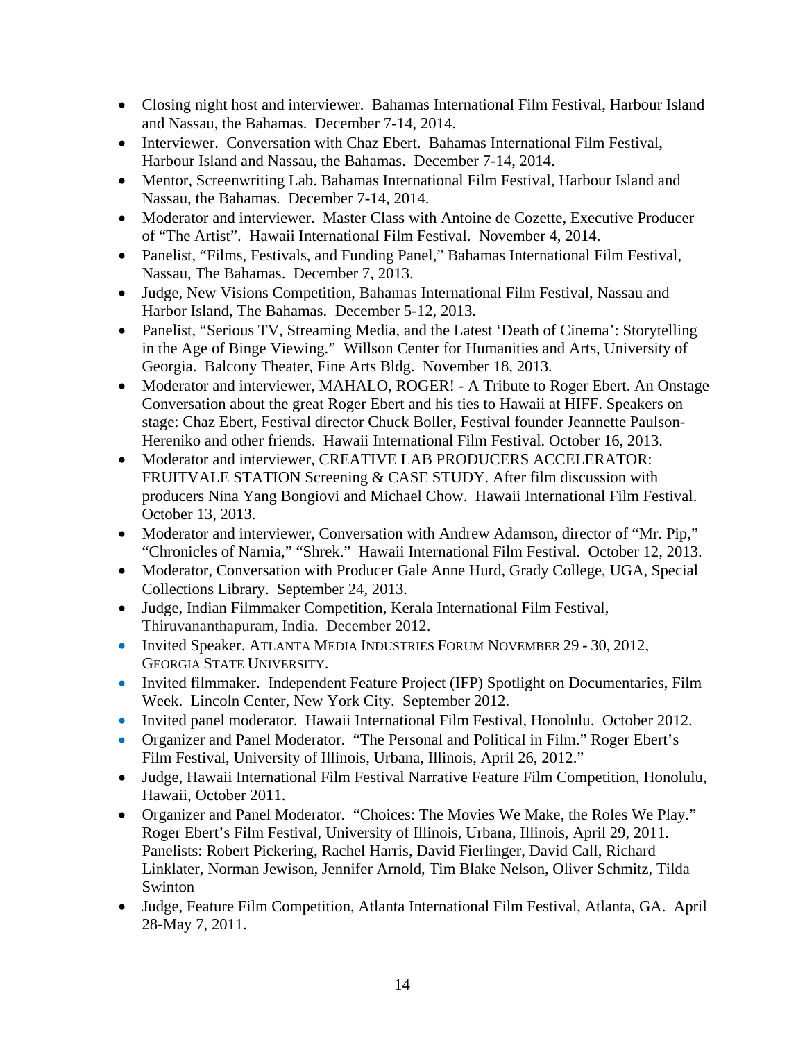- Closing night host and interviewer. Bahamas International Film Festival, Harbour Island and Nassau, the Bahamas. December 7-14, 2014.
- Interviewer. Conversation with Chaz Ebert. Bahamas International Film Festival, Harbour Island and Nassau, the Bahamas. December 7-14, 2014.
- Mentor, Screenwriting Lab. Bahamas International Film Festival, Harbour Island and Nassau, the Bahamas. December 7-14, 2014.
- Moderator and interviewer. Master Class with Antoine de Cozette, Executive Producer of "The Artist". Hawaii International Film Festival. November 4, 2014.
- Panelist, "Films, Festivals, and Funding Panel," Bahamas International Film Festival, Nassau, The Bahamas. December 7, 2013.
- Judge, New Visions Competition, Bahamas International Film Festival, Nassau and Harbor Island, The Bahamas. December 5-12, 2013.
- Panelist, "Serious TV, Streaming Media, and the Latest 'Death of Cinema': Storytelling in the Age of Binge Viewing." Willson Center for Humanities and Arts, University of Georgia. Balcony Theater, Fine Arts Bldg. November 18, 2013.
- Moderator and interviewer, MAHALO, ROGER! - A Tribute to Roger Ebert. An Onstage Conversation about the great Roger Ebert and his ties to Hawaii at HIFF. Speakers on stage: Chaz Ebert, Festival director Chuck Boller, Festival founder Jeannette Paulson-Hereniko and other friends. Hawaii International Film Festival. October 16, 2013.
- Moderator and interviewer, CREATIVE LAB PRODUCERS ACCELERATOR: FRUITVALE STATION Screening & CASE STUDY. After film discussion with producers Nina Yang Bongiovi and Michael Chow. Hawaii International Film Festival. October 13, 2013.
- Moderator and interviewer, Conversation with Andrew Adamson, director of "Mr. Pip," "Chronicles of Narnia," "Shrek." Hawaii International Film Festival. October 12, 2013.
- Moderator, Conversation with Producer Gale Anne Hurd, Grady College, UGA, Special Collections Library. September 24, 2013.
- Judge, Indian Filmmaker Competition, Kerala International Film Festival, Thiruvananthapuram, India. December 2012.
- Invited Speaker. ATLANTA MEDIA INDUSTRIES FORUM NOVEMBER 29 - 30, 2012, GEORGIA STATE UNIVERSITY.
- Invited filmmaker. Independent Feature Project (IFP) Spotlight on Documentaries, Film Week. Lincoln Center, New York City. September 2012.
- Invited panel moderator. Hawaii International Film Festival, Honolulu. October 2012.
- Organizer and Panel Moderator. "The Personal and Political in Film." Roger Ebert's Film Festival, University of Illinois, Urbana, Illinois, April 26, 2012."
- Judge, Hawaii International Film Festival Narrative Feature Film Competition, Honolulu, Hawaii, October 2011.
- Organizer and Panel Moderator. "Choices: The Movies We Make, the Roles We Play." Roger Ebert's Film Festival, University of Illinois, Urbana, Illinois, April 29, 2011. Panelists: Robert Pickering, Rachel Harris, David Fierlinger, David Call, Richard Linklater, Norman Jewison, Jennifer Arnold, Tim Blake Nelson, Oliver Schmitz, Tilda Swinton
- Judge, Feature Film Competition, Atlanta International Film Festival, Atlanta, GA. April 28-May 7, 2011.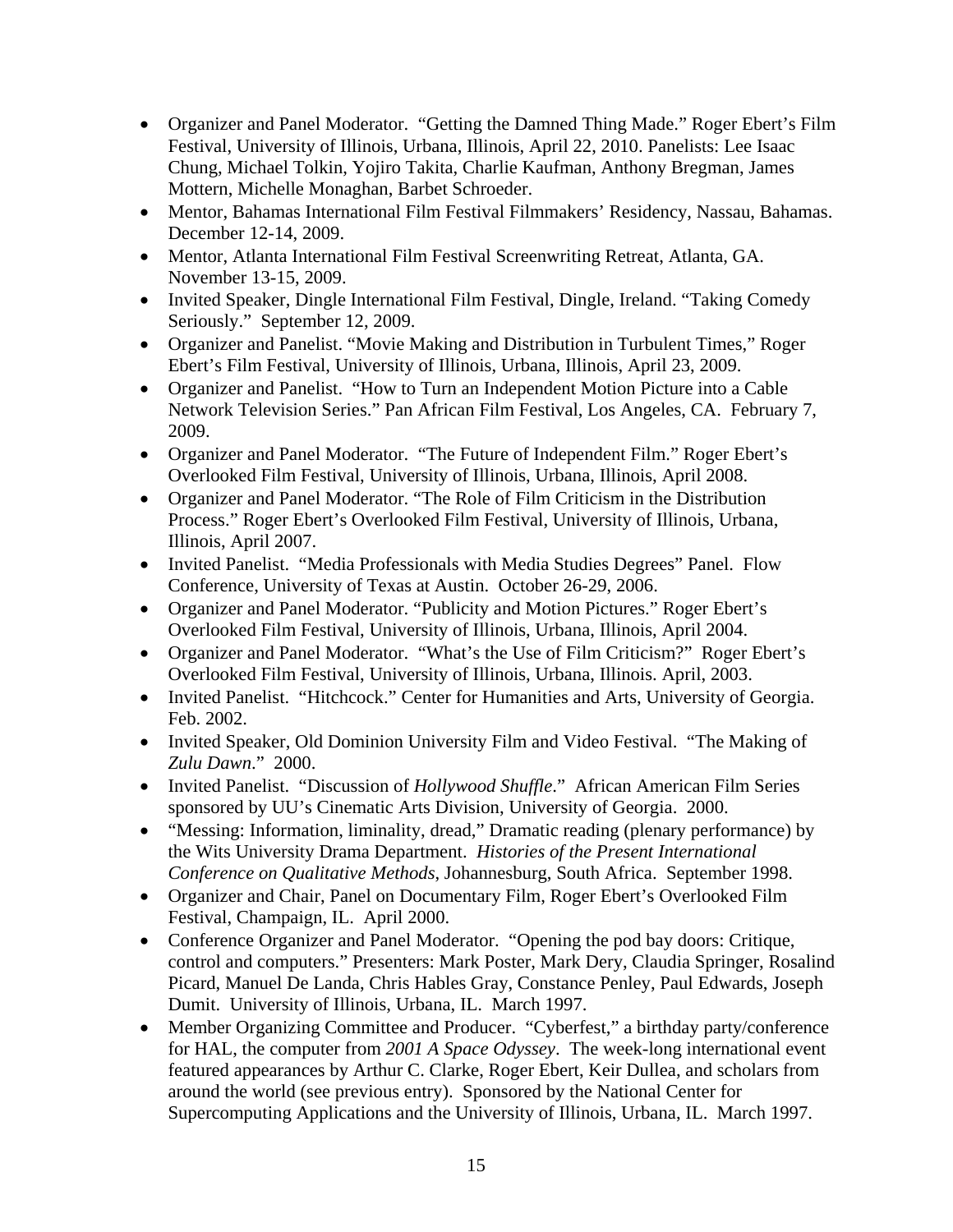- Organizer and Panel Moderator. "Getting the Damned Thing Made." Roger Ebert's Film Festival, University of Illinois, Urbana, Illinois, April 22, 2010. Panelists: Lee Isaac Chung, Michael Tolkin, Yojiro Takita, Charlie Kaufman, Anthony Bregman, James Mottern, Michelle Monaghan, Barbet Schroeder.
- Mentor, Bahamas International Film Festival Filmmakers' Residency, Nassau, Bahamas. December 12-14, 2009.
- Mentor, Atlanta International Film Festival Screenwriting Retreat, Atlanta, GA. November 13-15, 2009.
- Invited Speaker, Dingle International Film Festival, Dingle, Ireland. "Taking Comedy Seriously." September 12, 2009.
- Organizer and Panelist. "Movie Making and Distribution in Turbulent Times," Roger Ebert's Film Festival, University of Illinois, Urbana, Illinois, April 23, 2009.
- Organizer and Panelist. "How to Turn an Independent Motion Picture into a Cable Network Television Series." Pan African Film Festival, Los Angeles, CA. February 7, 2009.
- Organizer and Panel Moderator. "The Future of Independent Film." Roger Ebert's Overlooked Film Festival, University of Illinois, Urbana, Illinois, April 2008.
- Organizer and Panel Moderator. "The Role of Film Criticism in the Distribution Process." Roger Ebert's Overlooked Film Festival, University of Illinois, Urbana, Illinois, April 2007.
- Invited Panelist. "Media Professionals with Media Studies Degrees" Panel. Flow Conference, University of Texas at Austin. October 26-29, 2006.
- Organizer and Panel Moderator. "Publicity and Motion Pictures." Roger Ebert's Overlooked Film Festival, University of Illinois, Urbana, Illinois, April 2004.
- Organizer and Panel Moderator. "What's the Use of Film Criticism?" Roger Ebert's Overlooked Film Festival, University of Illinois, Urbana, Illinois. April, 2003.
- Invited Panelist. "Hitchcock." Center for Humanities and Arts, University of Georgia. Feb. 2002.
- Invited Speaker, Old Dominion University Film and Video Festival. "The Making of *Zulu Dawn*." 2000.
- Invited Panelist. "Discussion of *Hollywood Shuffle*." African American Film Series sponsored by UU's Cinematic Arts Division, University of Georgia. 2000.
- "Messing: Information, liminality, dread," Dramatic reading (plenary performance) by the Wits University Drama Department. *Histories of the Present International Conference on Qualitative Methods*, Johannesburg, South Africa. September 1998.
- Organizer and Chair, Panel on Documentary Film, Roger Ebert's Overlooked Film Festival, Champaign, IL. April 2000.
- Conference Organizer and Panel Moderator. "Opening the pod bay doors: Critique, control and computers." Presenters: Mark Poster, Mark Dery, Claudia Springer, Rosalind Picard, Manuel De Landa, Chris Hables Gray, Constance Penley, Paul Edwards, Joseph Dumit. University of Illinois, Urbana, IL. March 1997.
- Member Organizing Committee and Producer. "Cyberfest," a birthday party/conference for HAL, the computer from *2001 A Space Odyssey*. The week-long international event featured appearances by Arthur C. Clarke, Roger Ebert, Keir Dullea, and scholars from around the world (see previous entry). Sponsored by the National Center for Supercomputing Applications and the University of Illinois, Urbana, IL. March 1997.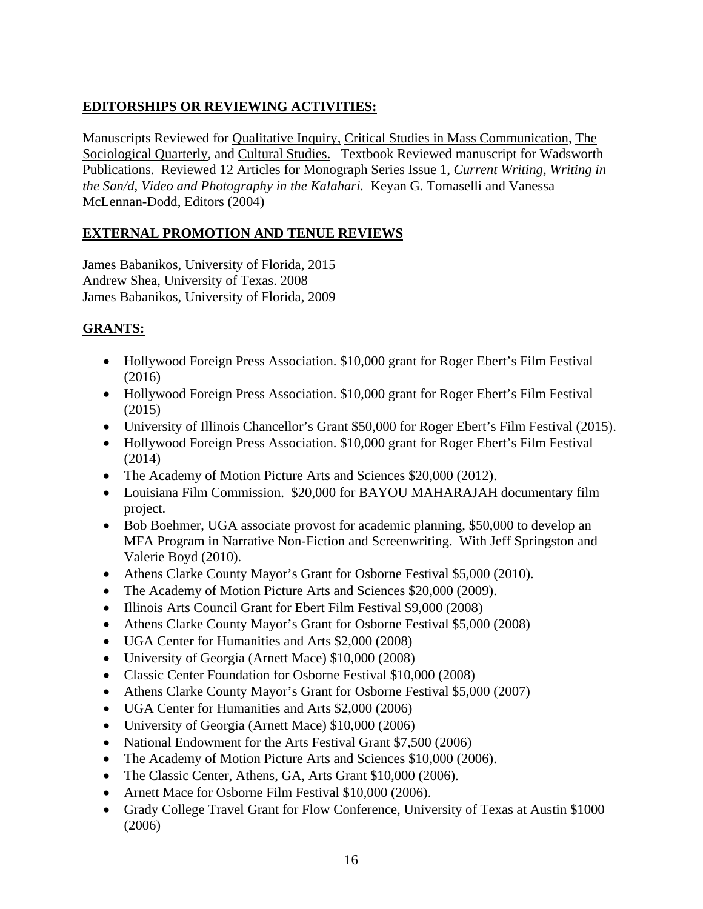## **EDITORSHIPS OR REVIEWING ACTIVITIES:**

Manuscripts Reviewed for Qualitative Inquiry, Critical Studies in Mass Communication, The Sociological Quarterly, and Cultural Studies. Textbook Reviewed manuscript for Wadsworth Publications. Reviewed 12 Articles for Monograph Series Issue 1, *Current Writing, Writing in the San/d, Video and Photography in the Kalahari.* Keyan G. Tomaselli and Vanessa McLennan-Dodd, Editors (2004)

## **EXTERNAL PROMOTION AND TENUE REVIEWS**

James Babanikos, University of Florida, 2015
Andrew Shea, University of Texas. 2008
James Babanikos, University of Florida, 2009

## **GRANTS:**

- Hollywood Foreign Press Association. $10,000 grant for Roger Ebert's Film Festival (2016)
- Hollywood Foreign Press Association. $10,000 grant for Roger Ebert's Film Festival (2015)
- University of Illinois Chancellor's Grant $50,000 for Roger Ebert's Film Festival (2015).
- Hollywood Foreign Press Association. $10,000 grant for Roger Ebert's Film Festival (2014)
- The Academy of Motion Picture Arts and Sciences $20,000 (2012).
- Louisiana Film Commission. $20,000 for BAYOU MAHARAJAH documentary film project.
- Bob Boehmer, UGA associate provost for academic planning, $50,000 to develop an MFA Program in Narrative Non-Fiction and Screenwriting. With Jeff Springston and Valerie Boyd (2010).
- Athens Clarke County Mayor's Grant for Osborne Festival $5,000 (2010).
- The Academy of Motion Picture Arts and Sciences $20,000 (2009).
- Illinois Arts Council Grant for Ebert Film Festival $9,000 (2008)
- Athens Clarke County Mayor's Grant for Osborne Festival $5,000 (2008)
- UGA Center for Humanities and Arts $2,000 (2008)
- University of Georgia (Arnett Mace) $10,000 (2008)
- Classic Center Foundation for Osborne Festival $10,000 (2008)
- Athens Clarke County Mayor's Grant for Osborne Festival $5,000 (2007)
- UGA Center for Humanities and Arts $2,000 (2006)
- University of Georgia (Arnett Mace) $10,000 (2006)
- National Endowment for the Arts Festival Grant $7,500 (2006)
- The Academy of Motion Picture Arts and Sciences $10,000 (2006).
- The Classic Center, Athens, GA, Arts Grant $10,000 (2006).
- Arnett Mace for Osborne Film Festival $10,000 (2006).
- Grady College Travel Grant for Flow Conference, University of Texas at Austin $1000 (2006)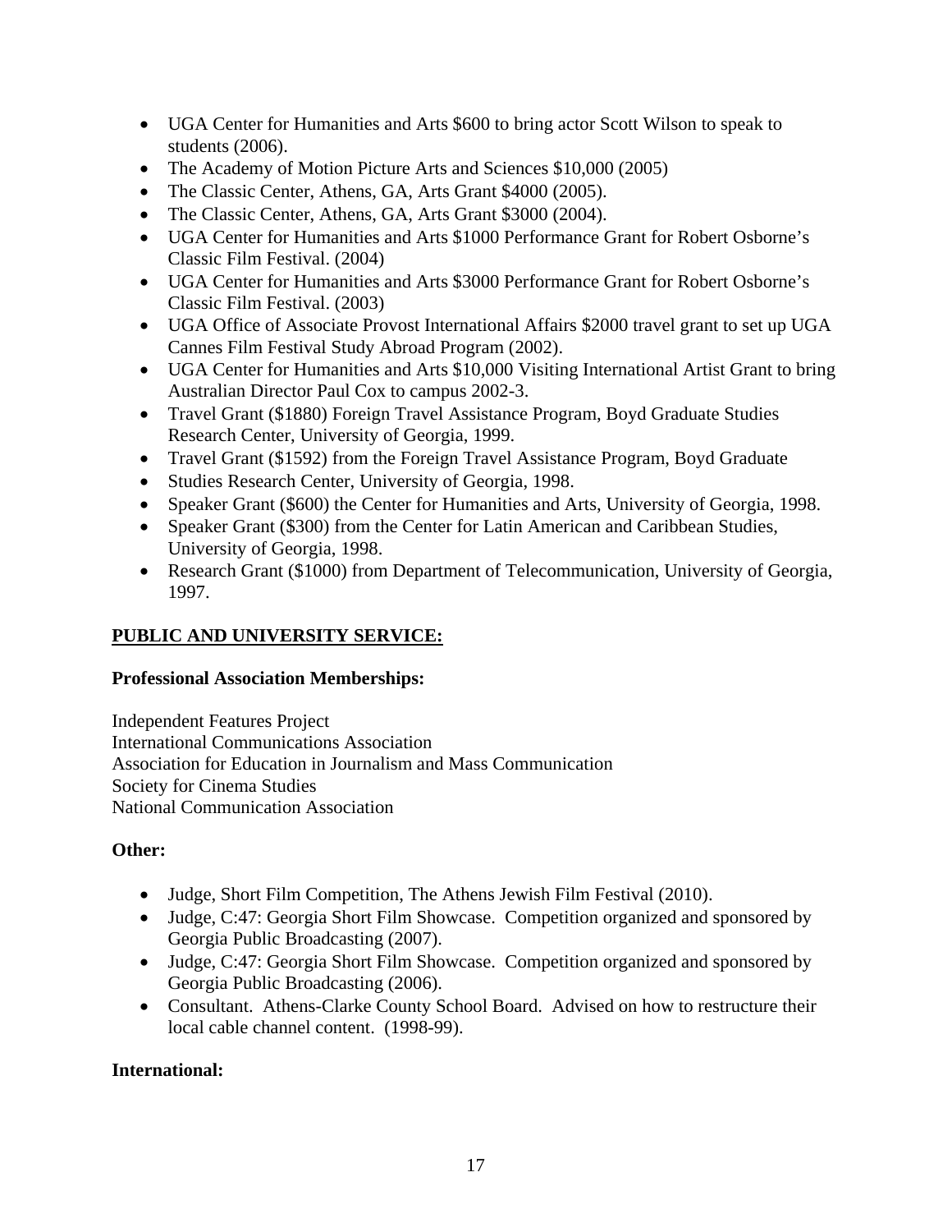- UGA Center for Humanities and Arts $600 to bring actor Scott Wilson to speak to students (2006).
- The Academy of Motion Picture Arts and Sciences $10,000 (2005)
- The Classic Center, Athens, GA, Arts Grant $4000 (2005).
- The Classic Center, Athens, GA, Arts Grant $3000 (2004).
- UGA Center for Humanities and Arts $1000 Performance Grant for Robert Osborne's Classic Film Festival. (2004)
- UGA Center for Humanities and Arts $3000 Performance Grant for Robert Osborne's Classic Film Festival. (2003)
- UGA Office of Associate Provost International Affairs $2000 travel grant to set up UGA Cannes Film Festival Study Abroad Program (2002).
- UGA Center for Humanities and Arts $10,000 Visiting International Artist Grant to bring Australian Director Paul Cox to campus 2002-3.
- Travel Grant ($1880) Foreign Travel Assistance Program, Boyd Graduate Studies Research Center, University of Georgia, 1999.
- Travel Grant ($1592) from the Foreign Travel Assistance Program, Boyd Graduate
- Studies Research Center, University of Georgia, 1998.
- Speaker Grant ($600) the Center for Humanities and Arts, University of Georgia, 1998.
- Speaker Grant ($300) from the Center for Latin American and Caribbean Studies, University of Georgia, 1998.
- Research Grant ($1000) from Department of Telecommunication, University of Georgia, 1997.

## PUBLIC AND UNIVERSITY SERVICE:

### Professional Association Memberships:

Independent Features Project
International Communications Association
Association for Education in Journalism and Mass Communication
Society for Cinema Studies
National Communication Association

### Other:

- Judge, Short Film Competition, The Athens Jewish Film Festival (2010).
- Judge, C:47: Georgia Short Film Showcase. Competition organized and sponsored by Georgia Public Broadcasting (2007).
- Judge, C:47: Georgia Short Film Showcase. Competition organized and sponsored by Georgia Public Broadcasting (2006).
- Consultant. Athens-Clarke County School Board. Advised on how to restructure their local cable channel content. (1998-99).

### International: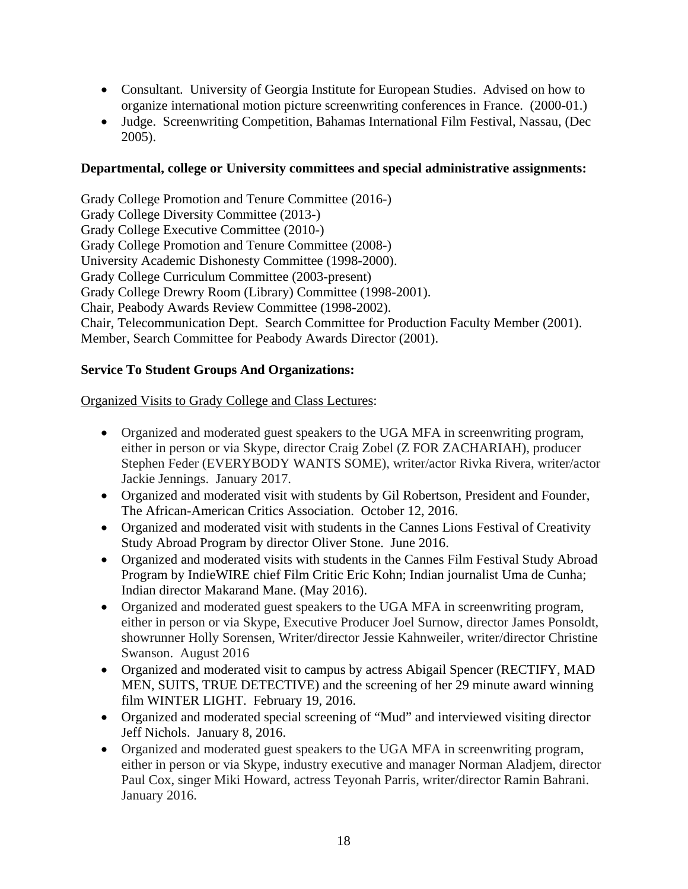- Consultant. University of Georgia Institute for European Studies. Advised on how to organize international motion picture screenwriting conferences in France. (2000-01.)
- Judge. Screenwriting Competition, Bahamas International Film Festival, Nassau, (Dec 2005).

**Departmental, college or University committees and special administrative assignments:**

Grady College Promotion and Tenure Committee (2016-)
Grady College Diversity Committee (2013-)
Grady College Executive Committee (2010-)
Grady College Promotion and Tenure Committee (2008-)
University Academic Dishonesty Committee (1998-2000).
Grady College Curriculum Committee (2003-present)
Grady College Drewry Room (Library) Committee (1998-2001).
Chair, Peabody Awards Review Committee (1998-2002).
Chair, Telecommunication Dept. Search Committee for Production Faculty Member (2001).
Member, Search Committee for Peabody Awards Director (2001).

**Service To Student Groups And Organizations:**

Organized Visits to Grady College and Class Lectures:

- Organized and moderated guest speakers to the UGA MFA in screenwriting program, either in person or via Skype, director Craig Zobel (Z FOR ZACHARIAH), producer Stephen Feder (EVERYBODY WANTS SOME), writer/actor Rivka Rivera, writer/actor Jackie Jennings. January 2017.
- Organized and moderated visit with students by Gil Robertson, President and Founder, The African-American Critics Association. October 12, 2016.
- Organized and moderated visit with students in the Cannes Lions Festival of Creativity Study Abroad Program by director Oliver Stone. June 2016.
- Organized and moderated visits with students in the Cannes Film Festival Study Abroad Program by IndieWIRE chief Film Critic Eric Kohn; Indian journalist Uma de Cunha; Indian director Makarand Mane. (May 2016).
- Organized and moderated guest speakers to the UGA MFA in screenwriting program, either in person or via Skype, Executive Producer Joel Surnow, director James Ponsoldt, showrunner Holly Sorensen, Writer/director Jessie Kahnweiler, writer/director Christine Swanson. August 2016
- Organized and moderated visit to campus by actress Abigail Spencer (RECTIFY, MAD MEN, SUITS, TRUE DETECTIVE) and the screening of her 29 minute award winning film WINTER LIGHT. February 19, 2016.
- Organized and moderated special screening of "Mud" and interviewed visiting director Jeff Nichols. January 8, 2016.
- Organized and moderated guest speakers to the UGA MFA in screenwriting program, either in person or via Skype, industry executive and manager Norman Aladjem, director Paul Cox, singer Miki Howard, actress Teyonah Parris, writer/director Ramin Bahrani. January 2016.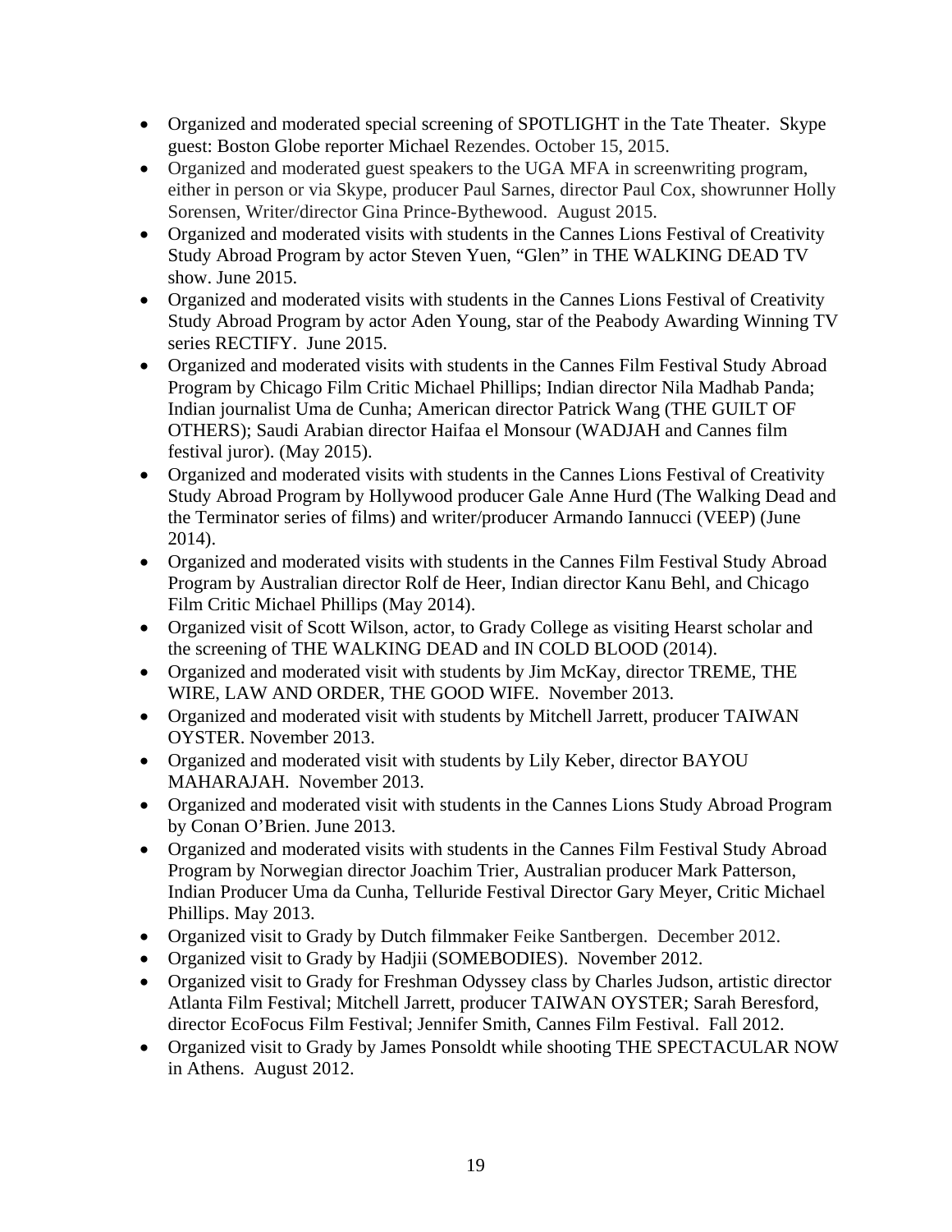- Organized and moderated special screening of SPOTLIGHT in the Tate Theater. Skype guest: Boston Globe reporter Michael Rezendes. October 15, 2015.
- Organized and moderated guest speakers to the UGA MFA in screenwriting program, either in person or via Skype, producer Paul Sarnes, director Paul Cox, showrunner Holly Sorensen, Writer/director Gina Prince-Bythewood. August 2015.
- Organized and moderated visits with students in the Cannes Lions Festival of Creativity Study Abroad Program by actor Steven Yuen, "Glen" in THE WALKING DEAD TV show. June 2015.
- Organized and moderated visits with students in the Cannes Lions Festival of Creativity Study Abroad Program by actor Aden Young, star of the Peabody Awarding Winning TV series RECTIFY. June 2015.
- Organized and moderated visits with students in the Cannes Film Festival Study Abroad Program by Chicago Film Critic Michael Phillips; Indian director Nila Madhab Panda; Indian journalist Uma de Cunha; American director Patrick Wang (THE GUILT OF OTHERS); Saudi Arabian director Haifaa el Monsour (WADJAH and Cannes film festival juror). (May 2015).
- Organized and moderated visits with students in the Cannes Lions Festival of Creativity Study Abroad Program by Hollywood producer Gale Anne Hurd (The Walking Dead and the Terminator series of films) and writer/producer Armando Iannucci (VEEP) (June 2014).
- Organized and moderated visits with students in the Cannes Film Festival Study Abroad Program by Australian director Rolf de Heer, Indian director Kanu Behl, and Chicago Film Critic Michael Phillips (May 2014).
- Organized visit of Scott Wilson, actor, to Grady College as visiting Hearst scholar and the screening of THE WALKING DEAD and IN COLD BLOOD (2014).
- Organized and moderated visit with students by Jim McKay, director TREME, THE WIRE, LAW AND ORDER, THE GOOD WIFE. November 2013.
- Organized and moderated visit with students by Mitchell Jarrett, producer TAIWAN OYSTER. November 2013.
- Organized and moderated visit with students by Lily Keber, director BAYOU MAHARAJAH. November 2013.
- Organized and moderated visit with students in the Cannes Lions Study Abroad Program by Conan O'Brien. June 2013.
- Organized and moderated visits with students in the Cannes Film Festival Study Abroad Program by Norwegian director Joachim Trier, Australian producer Mark Patterson, Indian Producer Uma da Cunha, Telluride Festival Director Gary Meyer, Critic Michael Phillips. May 2013.
- Organized visit to Grady by Dutch filmmaker Feike Santbergen. December 2012.
- Organized visit to Grady by Hadjii (SOMEBODIES). November 2012.
- Organized visit to Grady for Freshman Odyssey class by Charles Judson, artistic director Atlanta Film Festival; Mitchell Jarrett, producer TAIWAN OYSTER; Sarah Beresford, director EcoFocus Film Festival; Jennifer Smith, Cannes Film Festival. Fall 2012.
- Organized visit to Grady by James Ponsoldt while shooting THE SPECTACULAR NOW in Athens. August 2012.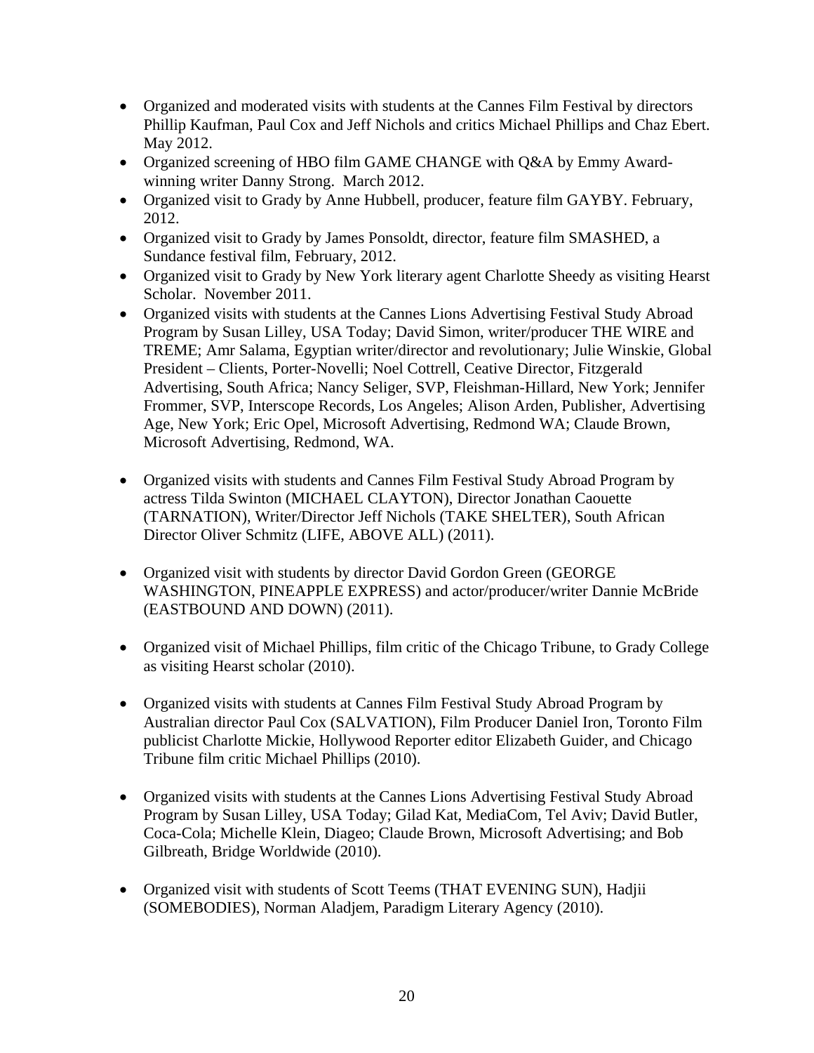- Organized and moderated visits with students at the Cannes Film Festival by directors Phillip Kaufman, Paul Cox and Jeff Nichols and critics Michael Phillips and Chaz Ebert. May 2012.
- Organized screening of HBO film GAME CHANGE with Q&A by Emmy Award-winning writer Danny Strong. March 2012.
- Organized visit to Grady by Anne Hubbell, producer, feature film GAYBY. February, 2012.
- Organized visit to Grady by James Ponsoldt, director, feature film SMASHED, a Sundance festival film, February, 2012.
- Organized visit to Grady by New York literary agent Charlotte Sheedy as visiting Hearst Scholar. November 2011.
- Organized visits with students at the Cannes Lions Advertising Festival Study Abroad Program by Susan Lilley, USA Today; David Simon, writer/producer THE WIRE and TREME; Amr Salama, Egyptian writer/director and revolutionary; Julie Winskie, Global President – Clients, Porter-Novelli; Noel Cottrell, Ceative Director, Fitzgerald Advertising, South Africa; Nancy Seliger, SVP, Fleishman-Hillard, New York; Jennifer Frommer, SVP, Interscope Records, Los Angeles; Alison Arden, Publisher, Advertising Age, New York; Eric Opel, Microsoft Advertising, Redmond WA; Claude Brown, Microsoft Advertising, Redmond, WA.

- Organized visits with students and Cannes Film Festival Study Abroad Program by actress Tilda Swinton (MICHAEL CLAYTON), Director Jonathan Caouette (TARNATION), Writer/Director Jeff Nichols (TAKE SHELTER), South African Director Oliver Schmitz (LIFE, ABOVE ALL) (2011).

- Organized visit with students by director David Gordon Green (GEORGE WASHINGTON, PINEAPPLE EXPRESS) and actor/producer/writer Dannie McBride (EASTBOUND AND DOWN) (2011).

- Organized visit of Michael Phillips, film critic of the Chicago Tribune, to Grady College as visiting Hearst scholar (2010).

- Organized visits with students at Cannes Film Festival Study Abroad Program by Australian director Paul Cox (SALVATION), Film Producer Daniel Iron, Toronto Film publicist Charlotte Mickie, Hollywood Reporter editor Elizabeth Guider, and Chicago Tribune film critic Michael Phillips (2010).

- Organized visits with students at the Cannes Lions Advertising Festival Study Abroad Program by Susan Lilley, USA Today; Gilad Kat, MediaCom, Tel Aviv; David Butler, Coca-Cola; Michelle Klein, Diageo; Claude Brown, Microsoft Advertising; and Bob Gilbreath, Bridge Worldwide (2010).

- Organized visit with students of Scott Teems (THAT EVENING SUN), Hadjii (SOMEBODIES), Norman Aladjem, Paradigm Literary Agency (2010).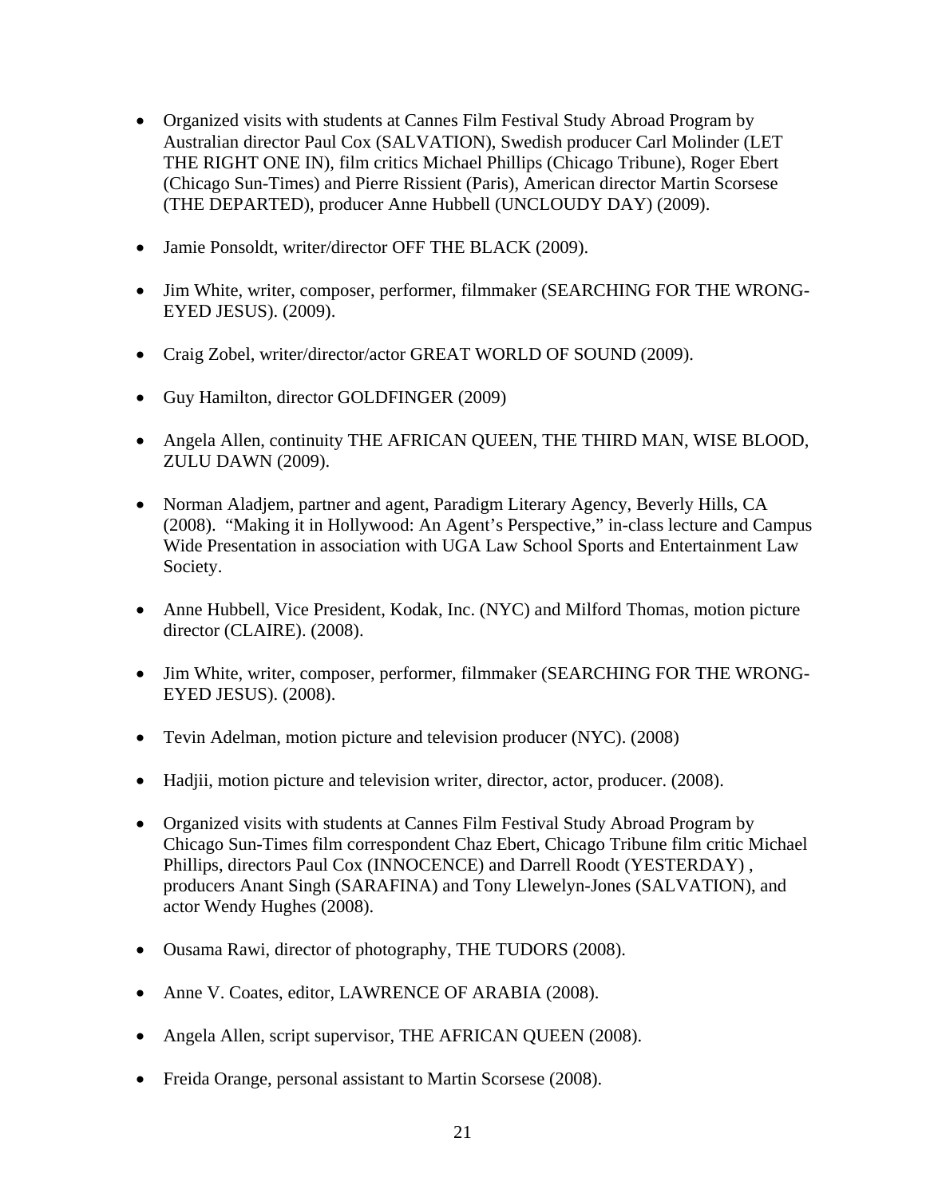- Organized visits with students at Cannes Film Festival Study Abroad Program by Australian director Paul Cox (SALVATION), Swedish producer Carl Molinder (LET THE RIGHT ONE IN), film critics Michael Phillips (Chicago Tribune), Roger Ebert (Chicago Sun-Times) and Pierre Rissient (Paris), American director Martin Scorsese (THE DEPARTED), producer Anne Hubbell (UNCLOUDY DAY) (2009).

- Jamie Ponsoldt, writer/director OFF THE BLACK (2009).

- Jim White, writer, composer, performer, filmmaker (SEARCHING FOR THE WRONG-EYED JESUS). (2009).

- Craig Zobel, writer/director/actor GREAT WORLD OF SOUND (2009).

- Guy Hamilton, director GOLDFINGER (2009)

- Angela Allen, continuity THE AFRICAN QUEEN, THE THIRD MAN, WISE BLOOD, ZULU DAWN (2009).

- Norman Aladjem, partner and agent, Paradigm Literary Agency, Beverly Hills, CA (2008). "Making it in Hollywood: An Agent's Perspective," in-class lecture and Campus Wide Presentation in association with UGA Law School Sports and Entertainment Law Society.

- Anne Hubbell, Vice President, Kodak, Inc. (NYC) and Milford Thomas, motion picture director (CLAIRE). (2008).

- Jim White, writer, composer, performer, filmmaker (SEARCHING FOR THE WRONG-EYED JESUS). (2008).

- Tevin Adelman, motion picture and television producer (NYC). (2008)

- Hadjii, motion picture and television writer, director, actor, producer. (2008).

- Organized visits with students at Cannes Film Festival Study Abroad Program by Chicago Sun-Times film correspondent Chaz Ebert, Chicago Tribune film critic Michael Phillips, directors Paul Cox (INNOCENCE) and Darrell Roodt (YESTERDAY) , producers Anant Singh (SARAFINA) and Tony Llewelyn-Jones (SALVATION), and actor Wendy Hughes (2008).

- Ousama Rawi, director of photography, THE TUDORS (2008).

- Anne V. Coates, editor, LAWRENCE OF ARABIA (2008).

- Angela Allen, script supervisor, THE AFRICAN QUEEN (2008).

- Freida Orange, personal assistant to Martin Scorsese (2008).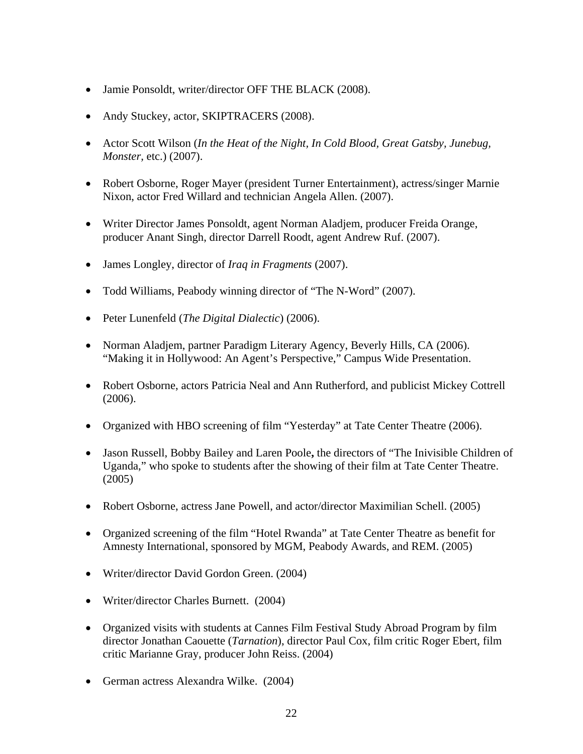- Jamie Ponsoldt, writer/director OFF THE BLACK (2008).
- Andy Stuckey, actor, SKIPTRACERS (2008).
- Actor Scott Wilson (*In the Heat of the Night, In Cold Blood, Great Gatsby, Junebug, Monster*, etc.) (2007).
- Robert Osborne, Roger Mayer (president Turner Entertainment), actress/singer Marnie Nixon, actor Fred Willard and technician Angela Allen. (2007).
- Writer Director James Ponsoldt, agent Norman Aladjem, producer Freida Orange, producer Anant Singh, director Darrell Roodt, agent Andrew Ruf. (2007).
- James Longley, director of *Iraq in Fragments* (2007).
- Todd Williams, Peabody winning director of "The N-Word" (2007).
- Peter Lunenfeld (*The Digital Dialectic*) (2006).
- Norman Aladjem, partner Paradigm Literary Agency, Beverly Hills, CA (2006). "Making it in Hollywood: An Agent's Perspective," Campus Wide Presentation.
- Robert Osborne, actors Patricia Neal and Ann Rutherford, and publicist Mickey Cottrell (2006).
- Organized with HBO screening of film "Yesterday" at Tate Center Theatre (2006).
- Jason Russell, Bobby Bailey and Laren Poole**,** the directors of "The Inivisible Children of Uganda," who spoke to students after the showing of their film at Tate Center Theatre. (2005)
- Robert Osborne, actress Jane Powell, and actor/director Maximilian Schell. (2005)
- Organized screening of the film "Hotel Rwanda" at Tate Center Theatre as benefit for Amnesty International, sponsored by MGM, Peabody Awards, and REM. (2005)
- Writer/director David Gordon Green. (2004)
- Writer/director Charles Burnett. (2004)
- Organized visits with students at Cannes Film Festival Study Abroad Program by film director Jonathan Caouette (*Tarnation*), director Paul Cox, film critic Roger Ebert, film critic Marianne Gray, producer John Reiss. (2004)
- German actress Alexandra Wilke. (2004)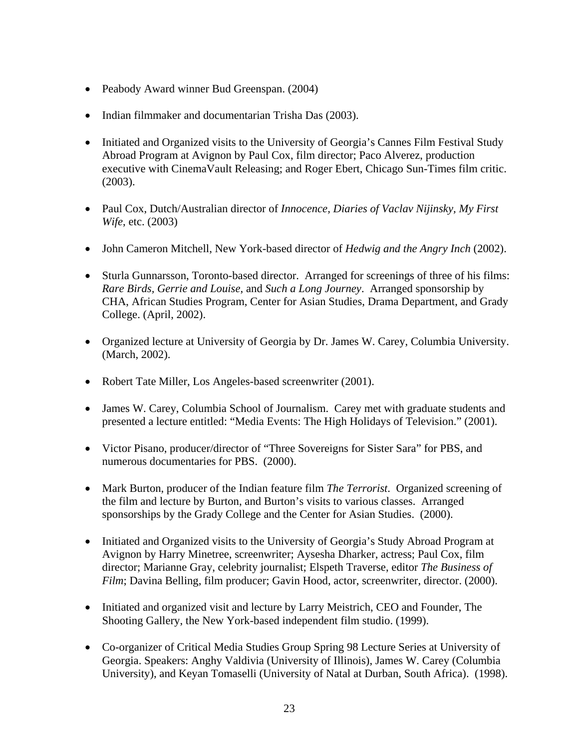- Peabody Award winner Bud Greenspan. (2004)

- Indian filmmaker and documentarian Trisha Das (2003).

- Initiated and Organized visits to the University of Georgia's Cannes Film Festival Study Abroad Program at Avignon by Paul Cox, film director; Paco Alverez, production executive with CinemaVault Releasing; and Roger Ebert, Chicago Sun-Times film critic. (2003).

- Paul Cox, Dutch/Australian director of *Innocence, Diaries of Vaclav Nijinsky, My First Wife*, etc. (2003)

- John Cameron Mitchell, New York-based director of *Hedwig and the Angry Inch* (2002).

- Sturla Gunnarsson, Toronto-based director. Arranged for screenings of three of his films: *Rare Birds, Gerrie and Louise*, and *Such a Long Journey*. Arranged sponsorship by CHA, African Studies Program, Center for Asian Studies, Drama Department, and Grady College. (April, 2002).

- Organized lecture at University of Georgia by Dr. James W. Carey, Columbia University. (March, 2002).

- Robert Tate Miller, Los Angeles-based screenwriter (2001).

- James W. Carey, Columbia School of Journalism. Carey met with graduate students and presented a lecture entitled: "Media Events: The High Holidays of Television." (2001).

- Victor Pisano, producer/director of "Three Sovereigns for Sister Sara" for PBS, and numerous documentaries for PBS. (2000).

- Mark Burton, producer of the Indian feature film *The Terrorist*. Organized screening of the film and lecture by Burton, and Burton's visits to various classes. Arranged sponsorships by the Grady College and the Center for Asian Studies. (2000).

- Initiated and Organized visits to the University of Georgia's Study Abroad Program at Avignon by Harry Minetree, screenwriter; Aysesha Dharker, actress; Paul Cox, film director; Marianne Gray, celebrity journalist; Elspeth Traverse, editor *The Business of Film*; Davina Belling, film producer; Gavin Hood, actor, screenwriter, director. (2000).

- Initiated and organized visit and lecture by Larry Meistrich, CEO and Founder, The Shooting Gallery, the New York-based independent film studio. (1999).

- Co-organizer of Critical Media Studies Group Spring 98 Lecture Series at University of Georgia. Speakers: Anghy Valdivia (University of Illinois), James W. Carey (Columbia University), and Keyan Tomaselli (University of Natal at Durban, South Africa). (1998).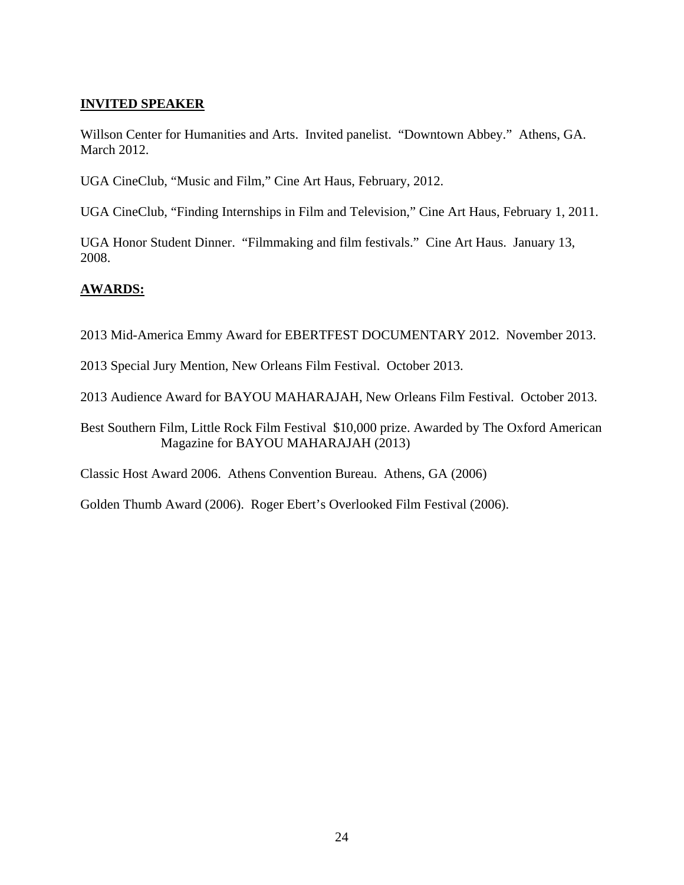**INVITED SPEAKER**

Willson Center for Humanities and Arts. Invited panelist. "Downtown Abbey." Athens, GA. March 2012.

UGA CineClub, "Music and Film," Cine Art Haus, February, 2012.

UGA CineClub, "Finding Internships in Film and Television," Cine Art Haus, February 1, 2011.

UGA Honor Student Dinner. "Filmmaking and film festivals." Cine Art Haus. January 13, 2008.

**AWARDS:**

2013 Mid-America Emmy Award for EBERTFEST DOCUMENTARY 2012. November 2013.

2013 Special Jury Mention, New Orleans Film Festival. October 2013.

2013 Audience Award for BAYOU MAHARAJAH, New Orleans Film Festival. October 2013.

Best Southern Film, Little Rock Film Festival $10,000 prize. Awarded by The Oxford American Magazine for BAYOU MAHARAJAH (2013)

Classic Host Award 2006. Athens Convention Bureau. Athens, GA (2006)

Golden Thumb Award (2006). Roger Ebert's Overlooked Film Festival (2006).